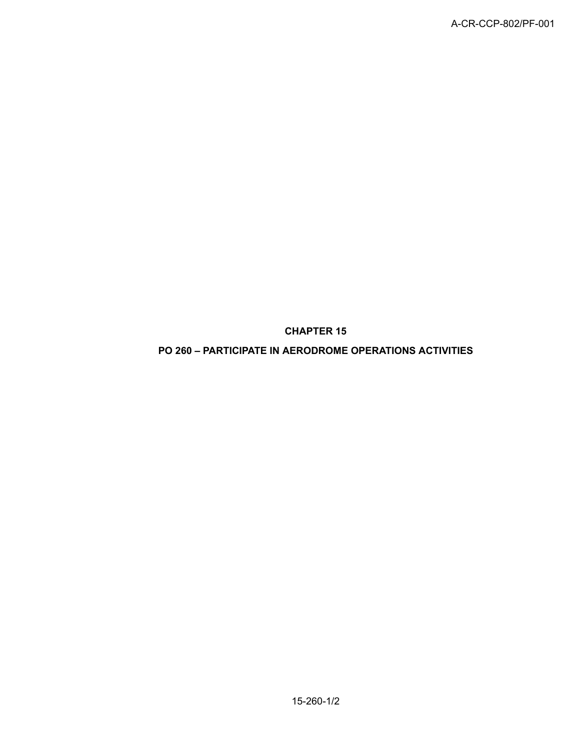# CHAPTER 15

## PO 260 – PARTICIPATE IN AERODROME OPERATIONS ACTIVITIES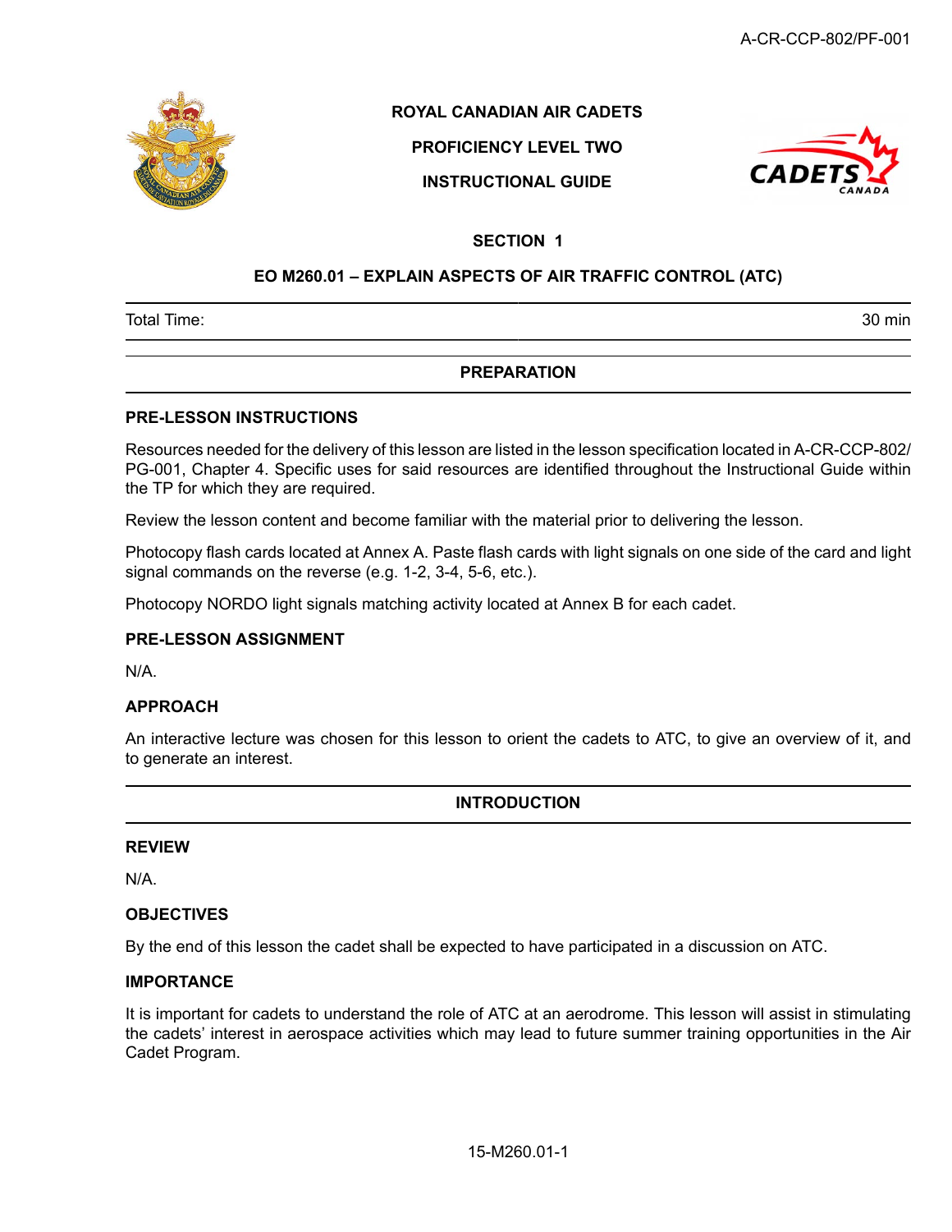ROYAL CANADIAN AIR CADETS

PROFICIENCY LEVEL TWO

INSTRUCTIONAL GUIDE

## SECTION 1

## EO M260.01 – EXPLAIN ASPECTS OF AIR TRAFFIC CONTROL (ATC)

| Total Time: | 30 min |
|---|---|

## PREPARATION

### PRE-LESSON INSTRUCTIONS

Resources needed for the delivery of this lesson are listed in the lesson specification located in A-CR-CCP-802/PG-001, Chapter 4. Specific uses for said resources are identified throughout the Instructional Guide within the TP for which they are required.

Review the lesson content and become familiar with the material prior to delivering the lesson.

Photocopy flash cards located at Annex A. Paste flash cards with light signals on one side of the card and light signal commands on the reverse (e.g. 1-2, 3-4, 5-6, etc.).

Photocopy NORDO light signals matching activity located at Annex B for each cadet.

### PRE-LESSON ASSIGNMENT

N/A.

### APPROACH

An interactive lecture was chosen for this lesson to orient the cadets to ATC, to give an overview of it, and to generate an interest.

## INTRODUCTION

### REVIEW

N/A.

### OBJECTIVES

By the end of this lesson the cadet shall be expected to have participated in a discussion on ATC.

### IMPORTANCE

It is important for cadets to understand the role of ATC at an aerodrome. This lesson will assist in stimulating the cadets' interest in aerospace activities which may lead to future summer training opportunities in the Air Cadet Program.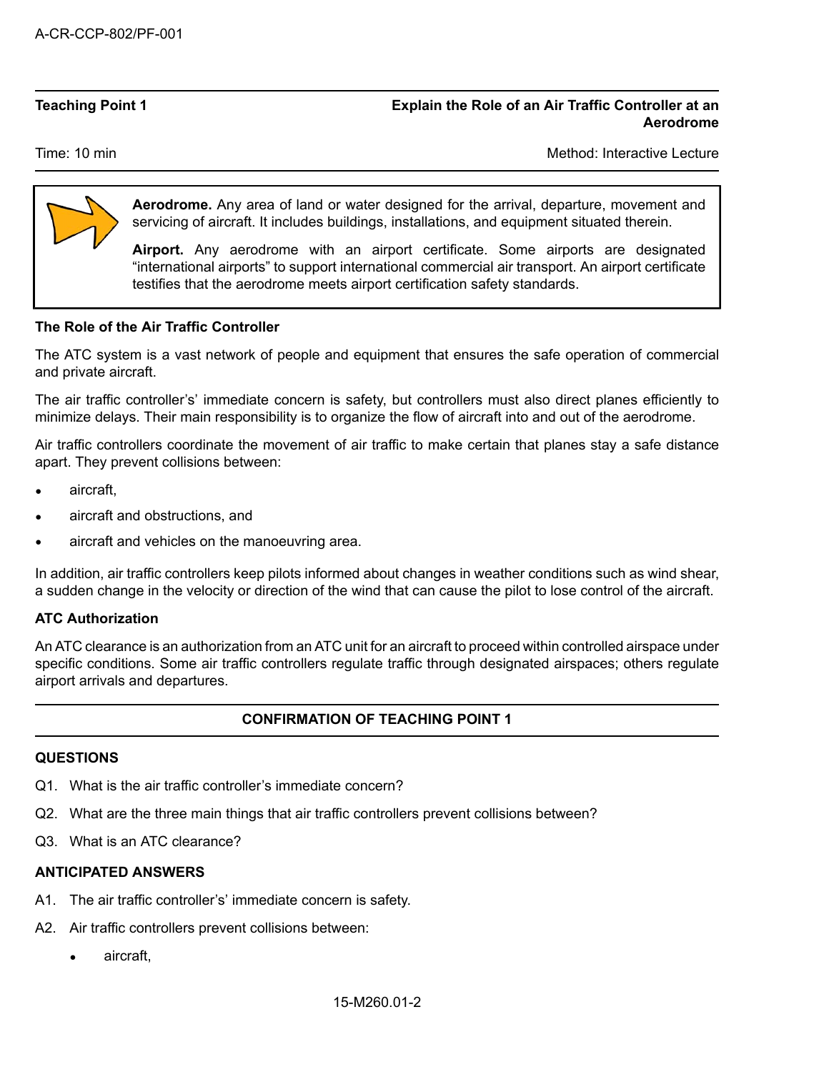**Teaching Point 1** **Explain the Role of an Air Traffic Controller at an Aerodrome**

Time: 10 min Method: Interactive Lecture

> **Aerodrome.** Any area of land or water designed for the arrival, departure, movement and servicing of aircraft. It includes buildings, installations, and equipment situated therein.
>
> **Airport.** Any aerodrome with an airport certificate. Some airports are designated "international airports" to support international commercial air transport. An airport certificate testifies that the aerodrome meets airport certification safety standards.

**The Role of the Air Traffic Controller**

The ATC system is a vast network of people and equipment that ensures the safe operation of commercial and private aircraft.

The air traffic controller's' immediate concern is safety, but controllers must also direct planes efficiently to minimize delays. Their main responsibility is to organize the flow of aircraft into and out of the aerodrome.

Air traffic controllers coordinate the movement of air traffic to make certain that planes stay a safe distance apart. They prevent collisions between:

- aircraft,
- aircraft and obstructions, and
- aircraft and vehicles on the manoeuvring area.

In addition, air traffic controllers keep pilots informed about changes in weather conditions such as wind shear, a sudden change in the velocity or direction of the wind that can cause the pilot to lose control of the aircraft.

**ATC Authorization**

An ATC clearance is an authorization from an ATC unit for an aircraft to proceed within controlled airspace under specific conditions. Some air traffic controllers regulate traffic through designated airspaces; others regulate airport arrivals and departures.

**CONFIRMATION OF TEACHING POINT 1**

**QUESTIONS**

Q1. What is the air traffic controller's immediate concern?

Q2. What are the three main things that air traffic controllers prevent collisions between?

Q3. What is an ATC clearance?

**ANTICIPATED ANSWERS**

A1. The air traffic controller's' immediate concern is safety.

A2. Air traffic controllers prevent collisions between:

- aircraft,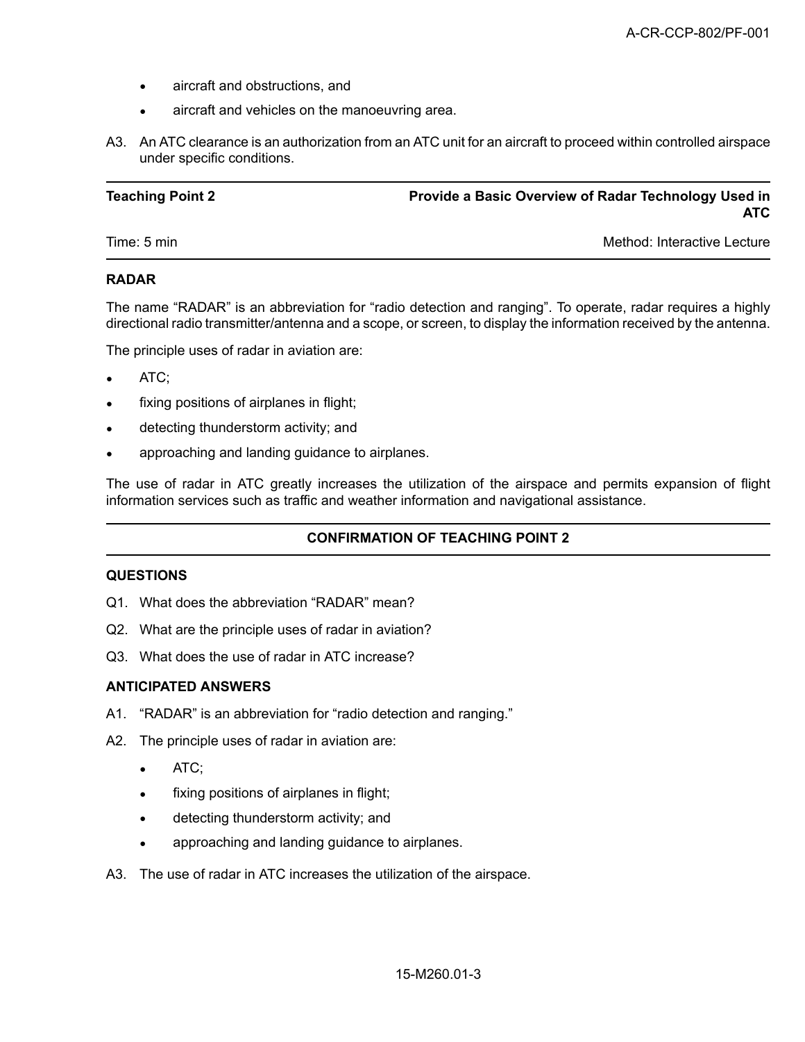- aircraft and obstructions, and
- aircraft and vehicles on the manoeuvring area.

A3. An ATC clearance is an authorization from an ATC unit for an aircraft to proceed within controlled airspace under specific conditions.

---

**Teaching Point 2** — **Provide a Basic Overview of Radar Technology Used in ATC**

Time: 5 min — Method: Interactive Lecture

---

**RADAR**

The name “RADAR” is an abbreviation for “radio detection and ranging”. To operate, radar requires a highly directional radio transmitter/antenna and a scope, or screen, to display the information received by the antenna.

The principle uses of radar in aviation are:

- ATC;
- fixing positions of airplanes in flight;
- detecting thunderstorm activity; and
- approaching and landing guidance to airplanes.

The use of radar in ATC greatly increases the utilization of the airspace and permits expansion of flight information services such as traffic and weather information and navigational assistance.

---

**CONFIRMATION OF TEACHING POINT 2**

---

**QUESTIONS**

Q1. What does the abbreviation “RADAR” mean?

Q2. What are the principle uses of radar in aviation?

Q3. What does the use of radar in ATC increase?

**ANTICIPATED ANSWERS**

A1. “RADAR” is an abbreviation for “radio detection and ranging.”

A2. The principle uses of radar in aviation are:

- ATC;
- fixing positions of airplanes in flight;
- detecting thunderstorm activity; and
- approaching and landing guidance to airplanes.

A3. The use of radar in ATC increases the utilization of the airspace.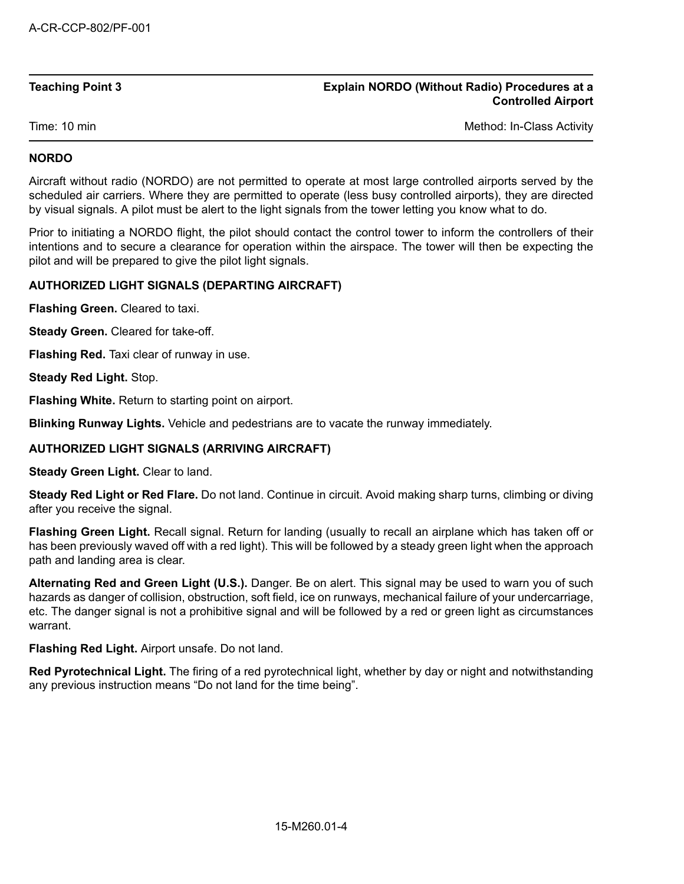| Teaching Point 3 | Explain NORDO (Without Radio) Procedures at a Controlled Airport |
|---|---|
| Time: 10 min | Method: In-Class Activity |

## NORDO

Aircraft without radio (NORDO) are not permitted to operate at most large controlled airports served by the scheduled air carriers. Where they are permitted to operate (less busy controlled airports), they are directed by visual signals. A pilot must be alert to the light signals from the tower letting you know what to do.

Prior to initiating a NORDO flight, the pilot should contact the control tower to inform the controllers of their intentions and to secure a clearance for operation within the airspace. The tower will then be expecting the pilot and will be prepared to give the pilot light signals.

### AUTHORIZED LIGHT SIGNALS (DEPARTING AIRCRAFT)

**Flashing Green.** Cleared to taxi.

**Steady Green.** Cleared for take-off.

**Flashing Red.** Taxi clear of runway in use.

**Steady Red Light.** Stop.

**Flashing White.** Return to starting point on airport.

**Blinking Runway Lights.** Vehicle and pedestrians are to vacate the runway immediately.

### AUTHORIZED LIGHT SIGNALS (ARRIVING AIRCRAFT)

**Steady Green Light.** Clear to land.

**Steady Red Light or Red Flare.** Do not land. Continue in circuit. Avoid making sharp turns, climbing or diving after you receive the signal.

**Flashing Green Light.** Recall signal. Return for landing (usually to recall an airplane which has taken off or has been previously waved off with a red light). This will be followed by a steady green light when the approach path and landing area is clear.

**Alternating Red and Green Light (U.S.).** Danger. Be on alert. This signal may be used to warn you of such hazards as danger of collision, obstruction, soft field, ice on runways, mechanical failure of your undercarriage, etc. The danger signal is not a prohibitive signal and will be followed by a red or green light as circumstances warrant.

**Flashing Red Light.** Airport unsafe. Do not land.

**Red Pyrotechnical Light.** The firing of a red pyrotechnical light, whether by day or night and notwithstanding any previous instruction means “Do not land for the time being”.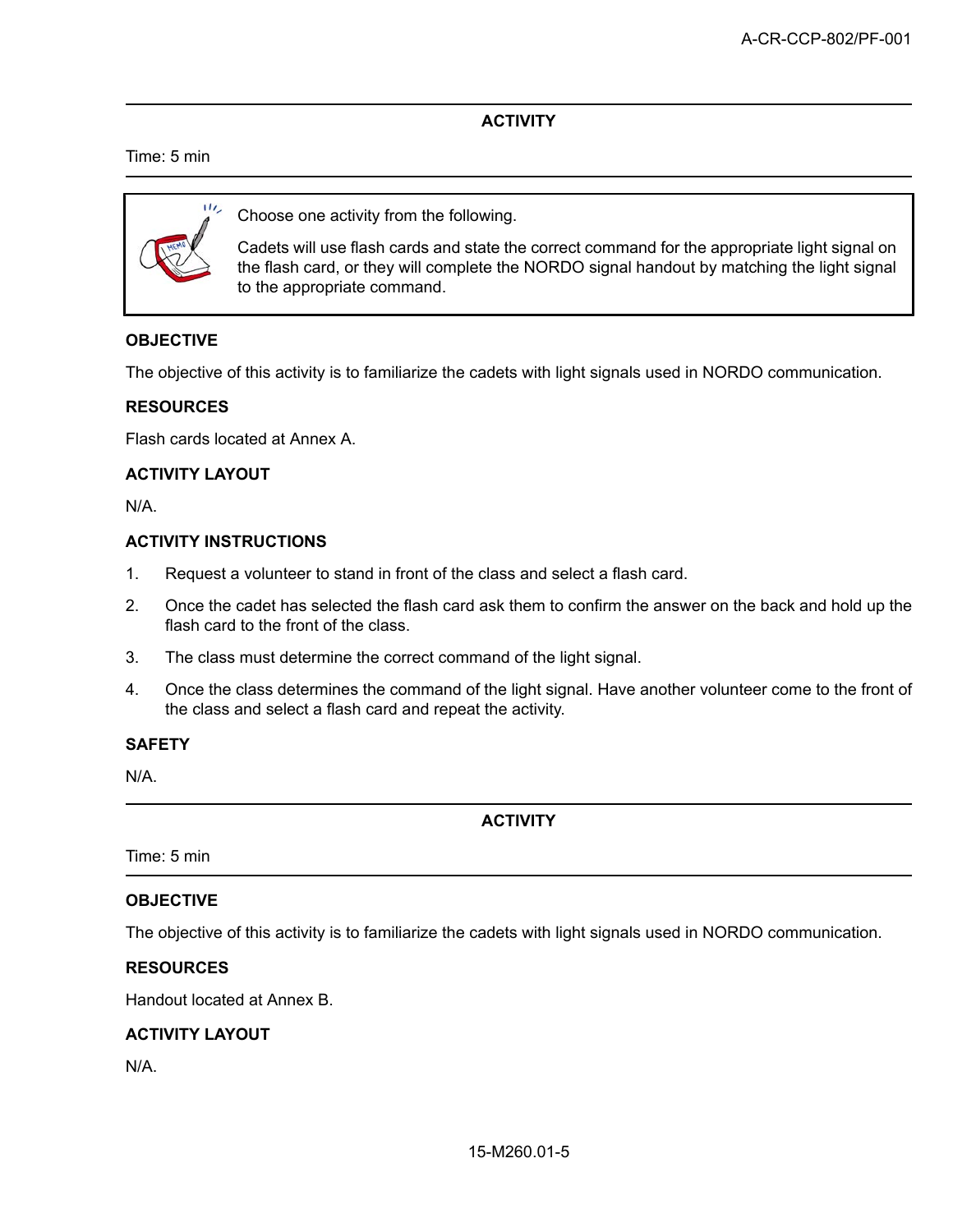**ACTIVITY**

Time: 5 min

> Choose one activity from the following.
>
> Cadets will use flash cards and state the correct command for the appropriate light signal on the flash card, or they will complete the NORDO signal handout by matching the light signal to the appropriate command.

**OBJECTIVE**

The objective of this activity is to familiarize the cadets with light signals used in NORDO communication.

**RESOURCES**

Flash cards located at Annex A.

**ACTIVITY LAYOUT**

N/A.

**ACTIVITY INSTRUCTIONS**

1. Request a volunteer to stand in front of the class and select a flash card.
2. Once the cadet has selected the flash card ask them to confirm the answer on the back and hold up the flash card to the front of the class.
3. The class must determine the correct command of the light signal.
4. Once the class determines the command of the light signal. Have another volunteer come to the front of the class and select a flash card and repeat the activity.

**SAFETY**

N/A.

**ACTIVITY**

Time: 5 min

**OBJECTIVE**

The objective of this activity is to familiarize the cadets with light signals used in NORDO communication.

**RESOURCES**

Handout located at Annex B.

**ACTIVITY LAYOUT**

N/A.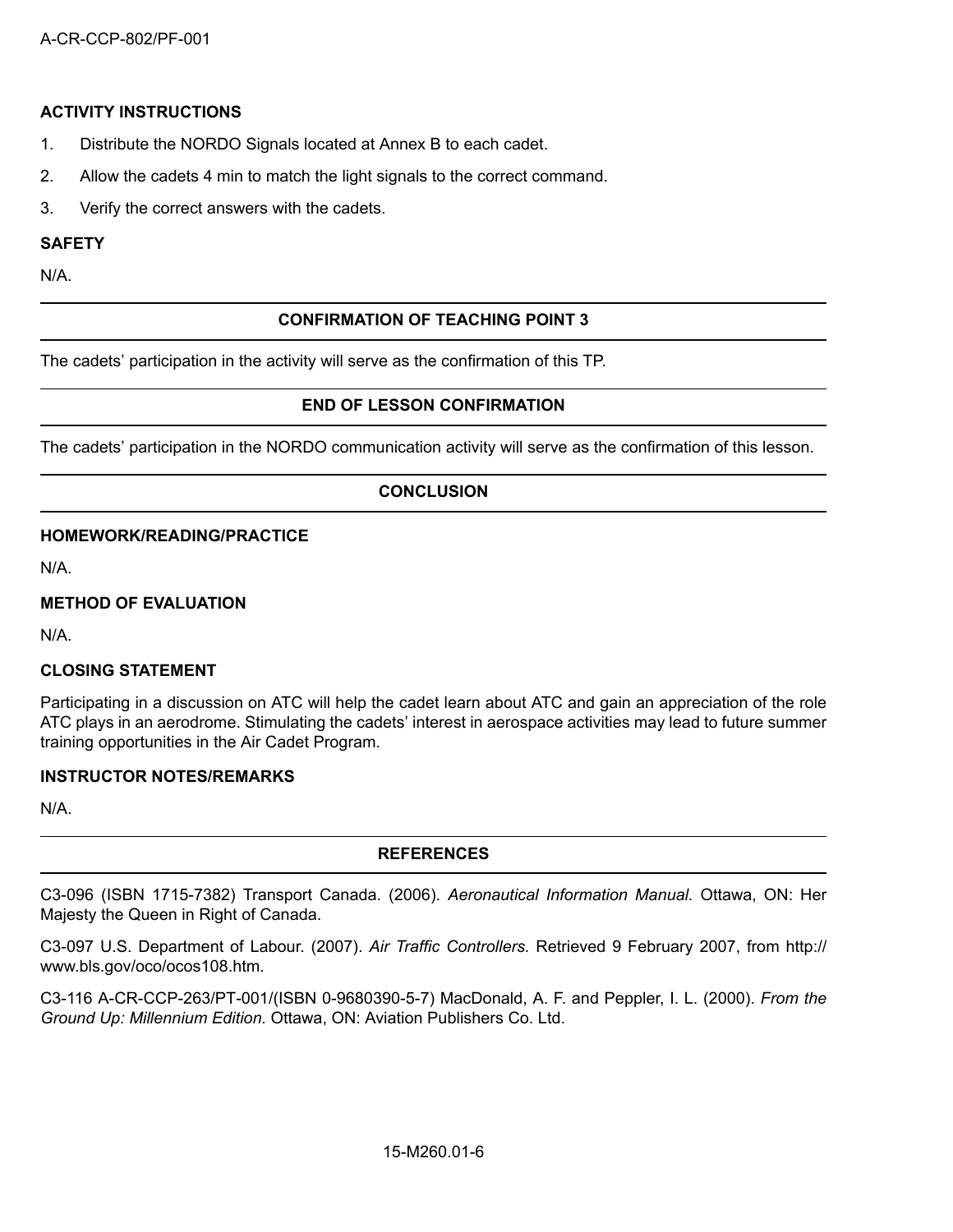**ACTIVITY INSTRUCTIONS**

1. Distribute the NORDO Signals located at Annex B to each cadet.
2. Allow the cadets 4 min to match the light signals to the correct command.
3. Verify the correct answers with the cadets.

**SAFETY**

N/A.

## CONFIRMATION OF TEACHING POINT 3

The cadets' participation in the activity will serve as the confirmation of this TP.

## END OF LESSON CONFIRMATION

The cadets' participation in the NORDO communication activity will serve as the confirmation of this lesson.

## CONCLUSION

**HOMEWORK/READING/PRACTICE**

N/A.

**METHOD OF EVALUATION**

N/A.

**CLOSING STATEMENT**

Participating in a discussion on ATC will help the cadet learn about ATC and gain an appreciation of the role ATC plays in an aerodrome. Stimulating the cadets' interest in aerospace activities may lead to future summer training opportunities in the Air Cadet Program.

**INSTRUCTOR NOTES/REMARKS**

N/A.

## REFERENCES

C3-096 (ISBN 1715-7382) Transport Canada. (2006). *Aeronautical Information Manual.* Ottawa, ON: Her Majesty the Queen in Right of Canada.

C3-097 U.S. Department of Labour. (2007). *Air Traffic Controllers.* Retrieved 9 February 2007, from http://www.bls.gov/oco/ocos108.htm.

C3-116 A-CR-CCP-263/PT-001/(ISBN 0-9680390-5-7) MacDonald, A. F. and Peppler, I. L. (2000). *From the Ground Up: Millennium Edition.* Ottawa, ON: Aviation Publishers Co. Ltd.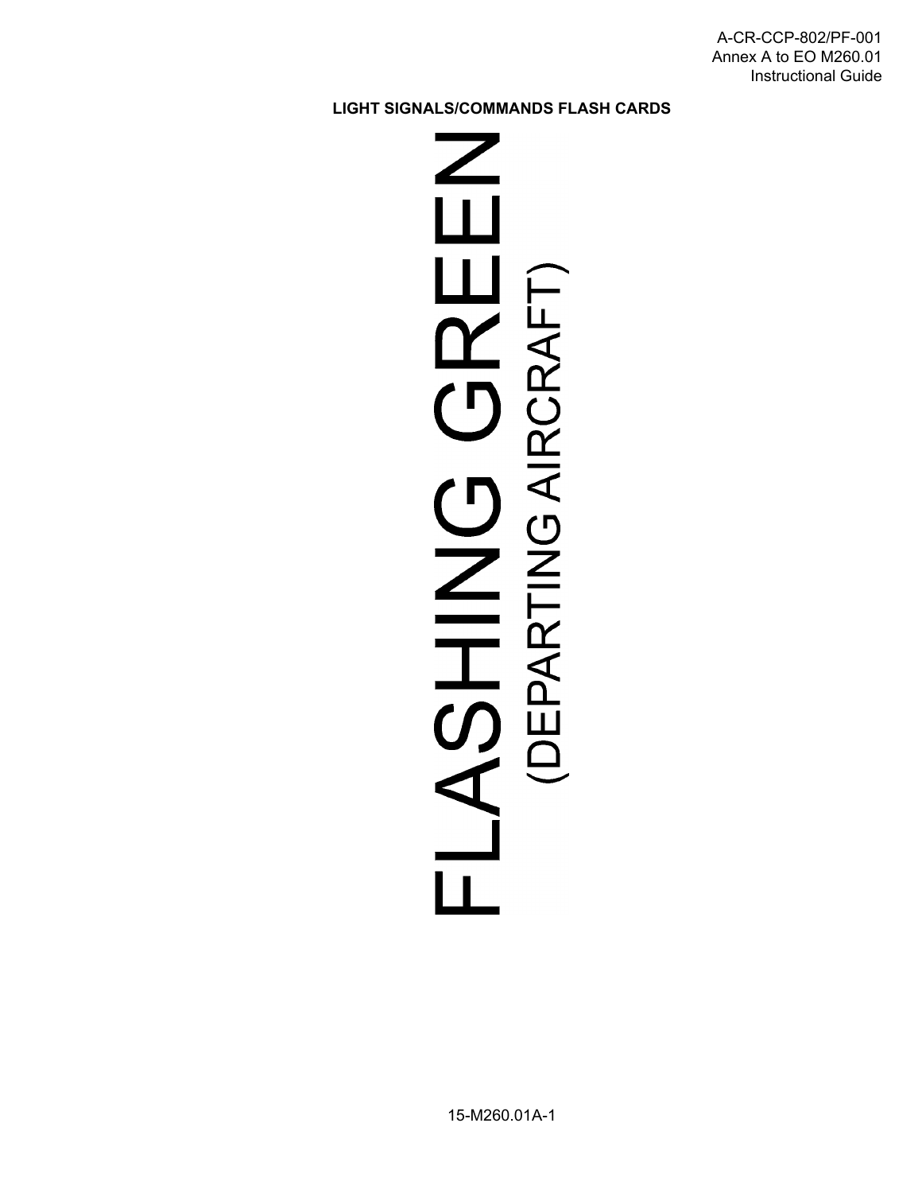**LIGHT SIGNALS/COMMANDS FLASH CARDS**

# FLASHING GREEN

(DEPARTING AIRCRAFT)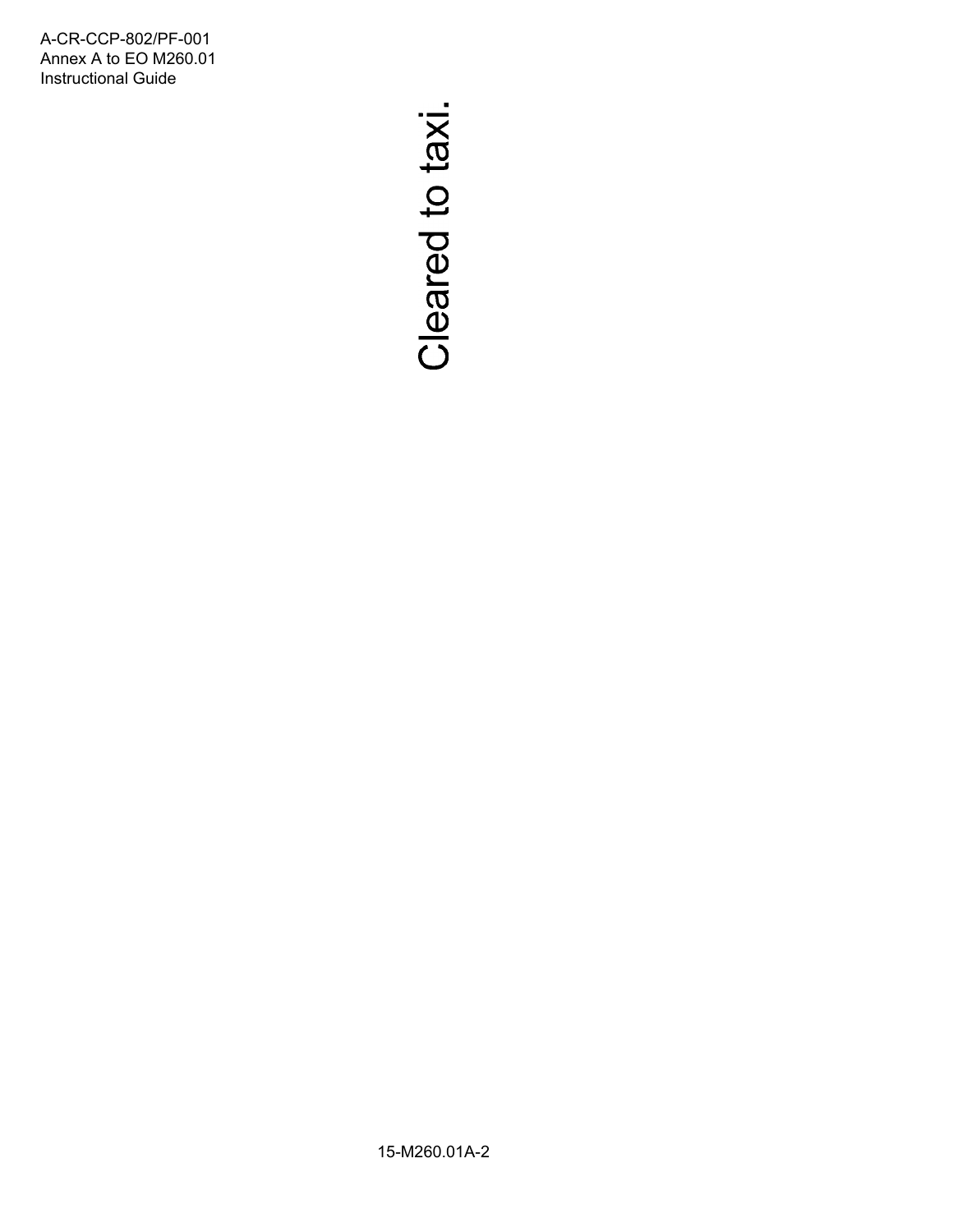Cleared to taxi.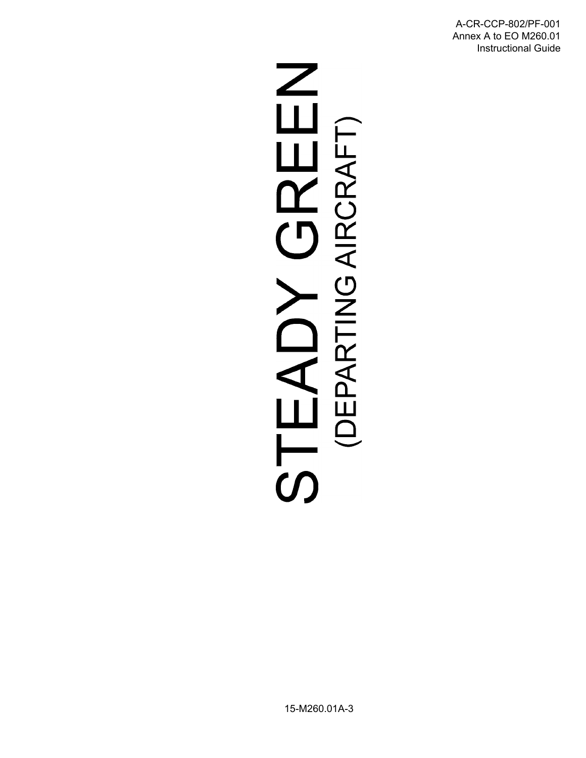# STEADY GREEN

(DEPARTING AIRCRAFT)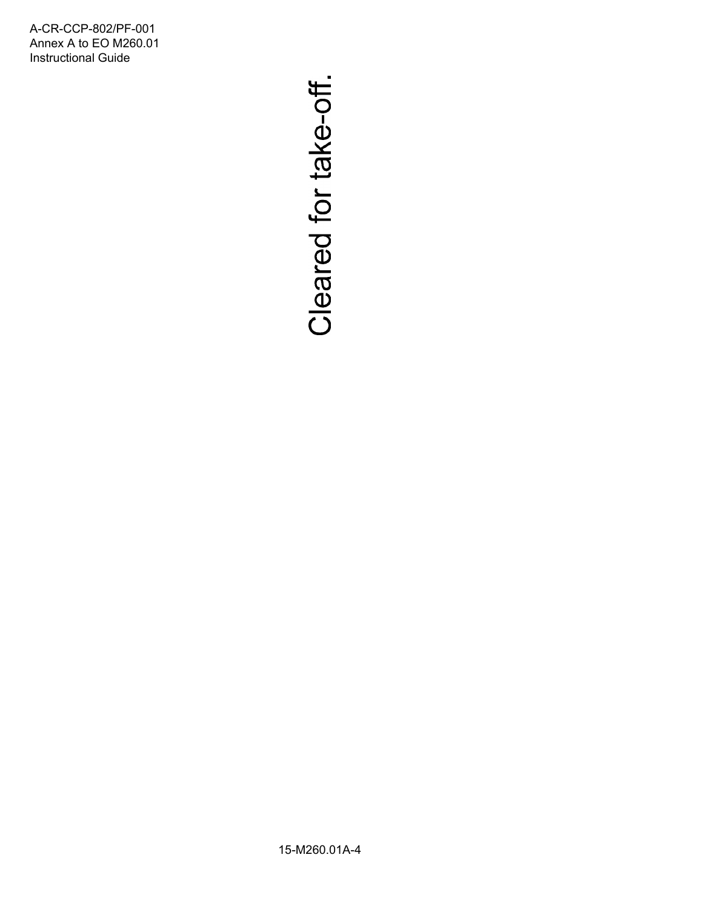Cleared for take-off.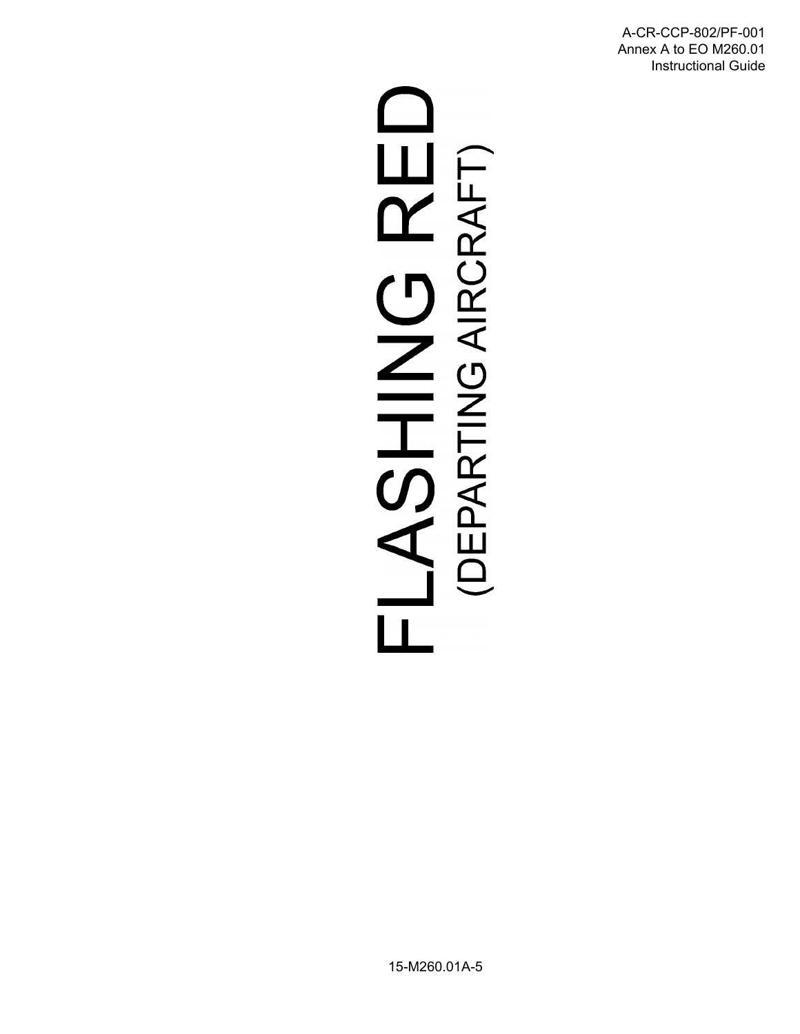# FLASHING RED

(DEPARTING AIRCRAFT)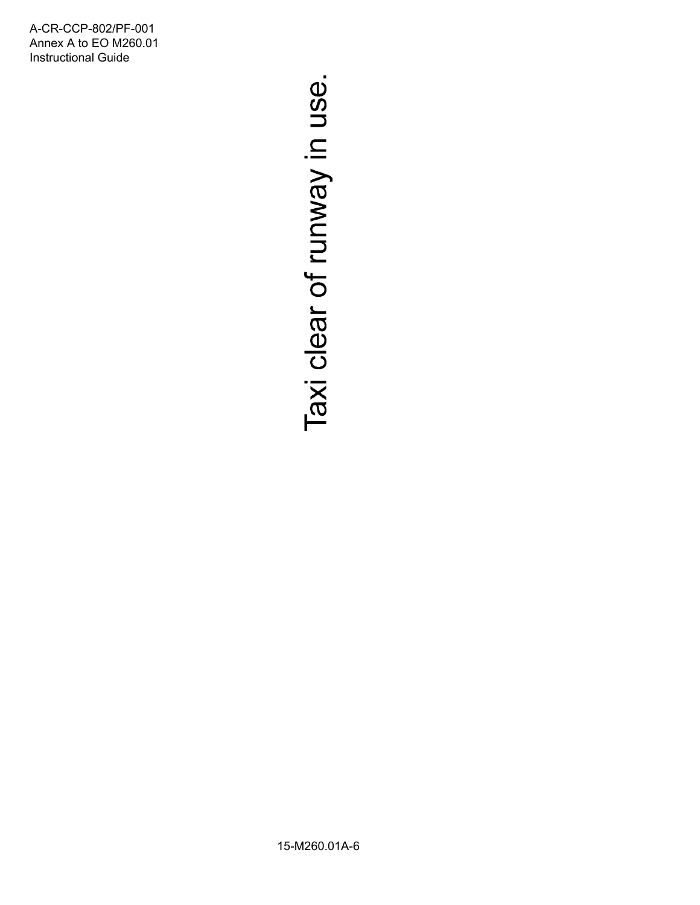Taxi clear of runway in use.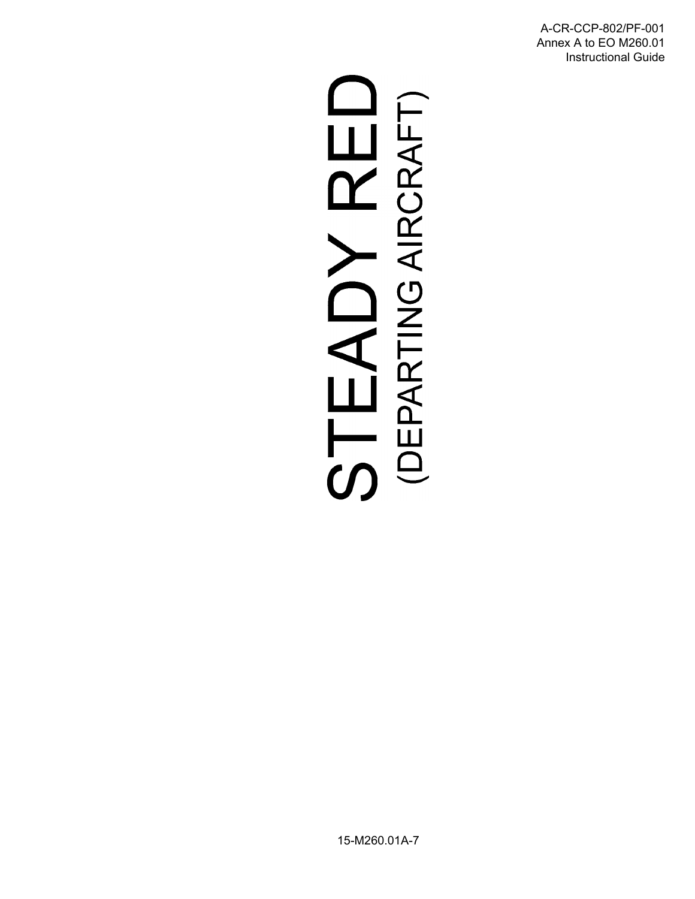# STEADY RED

## (DEPARTING AIRCRAFT)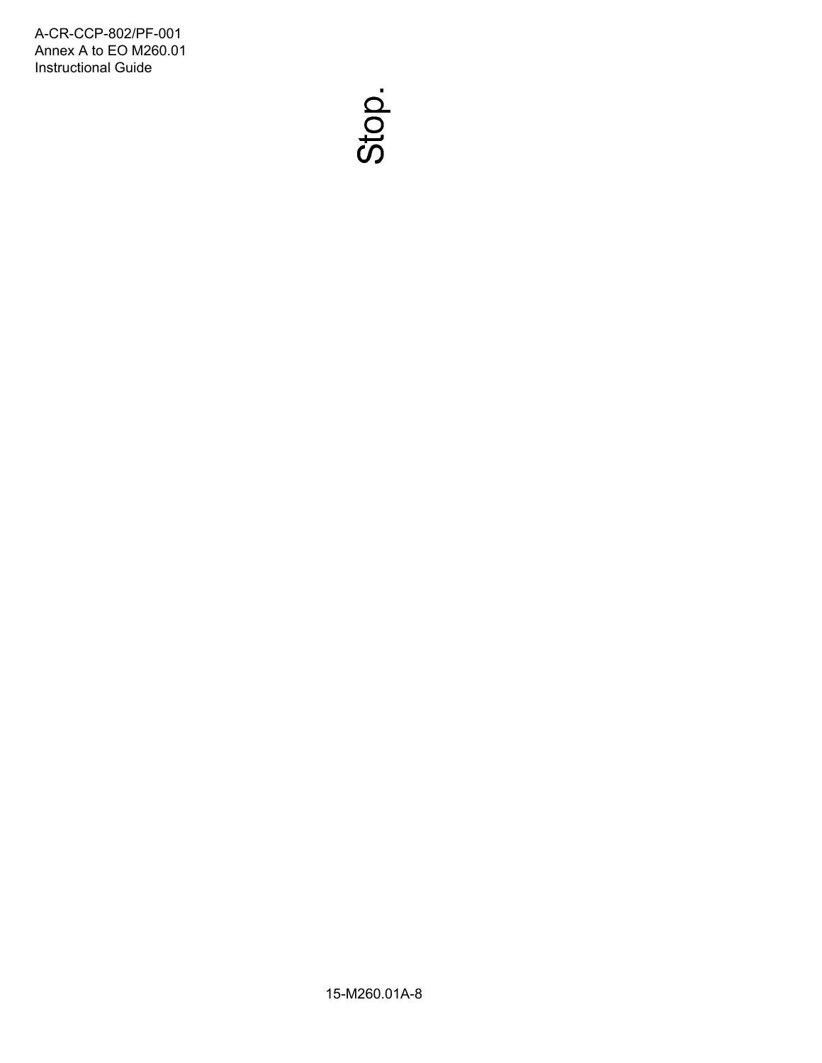Stop.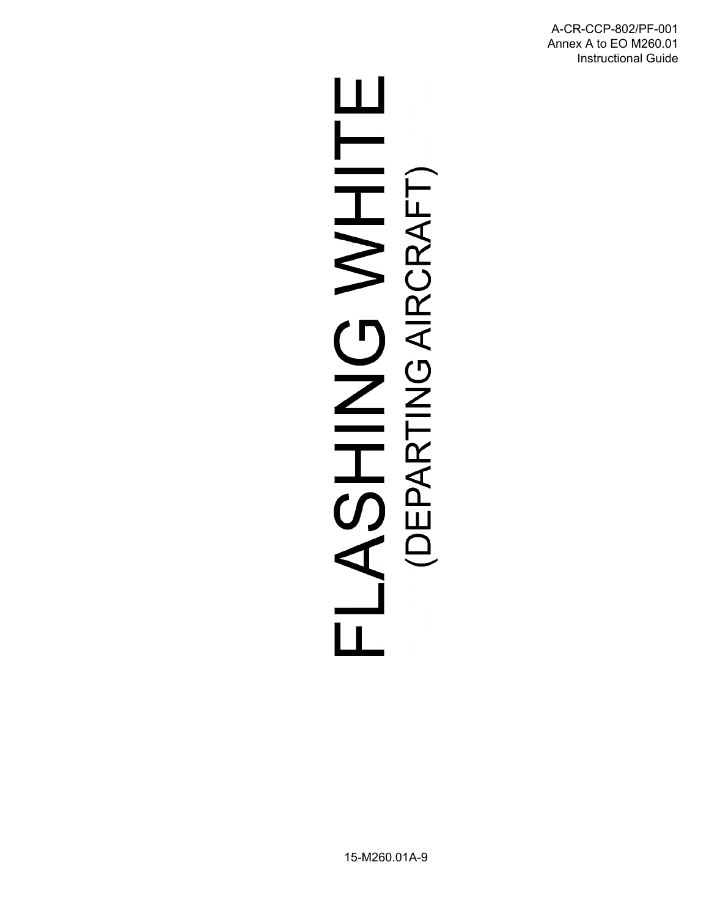# FLASHING WHITE

(DEPARTING AIRCRAFT)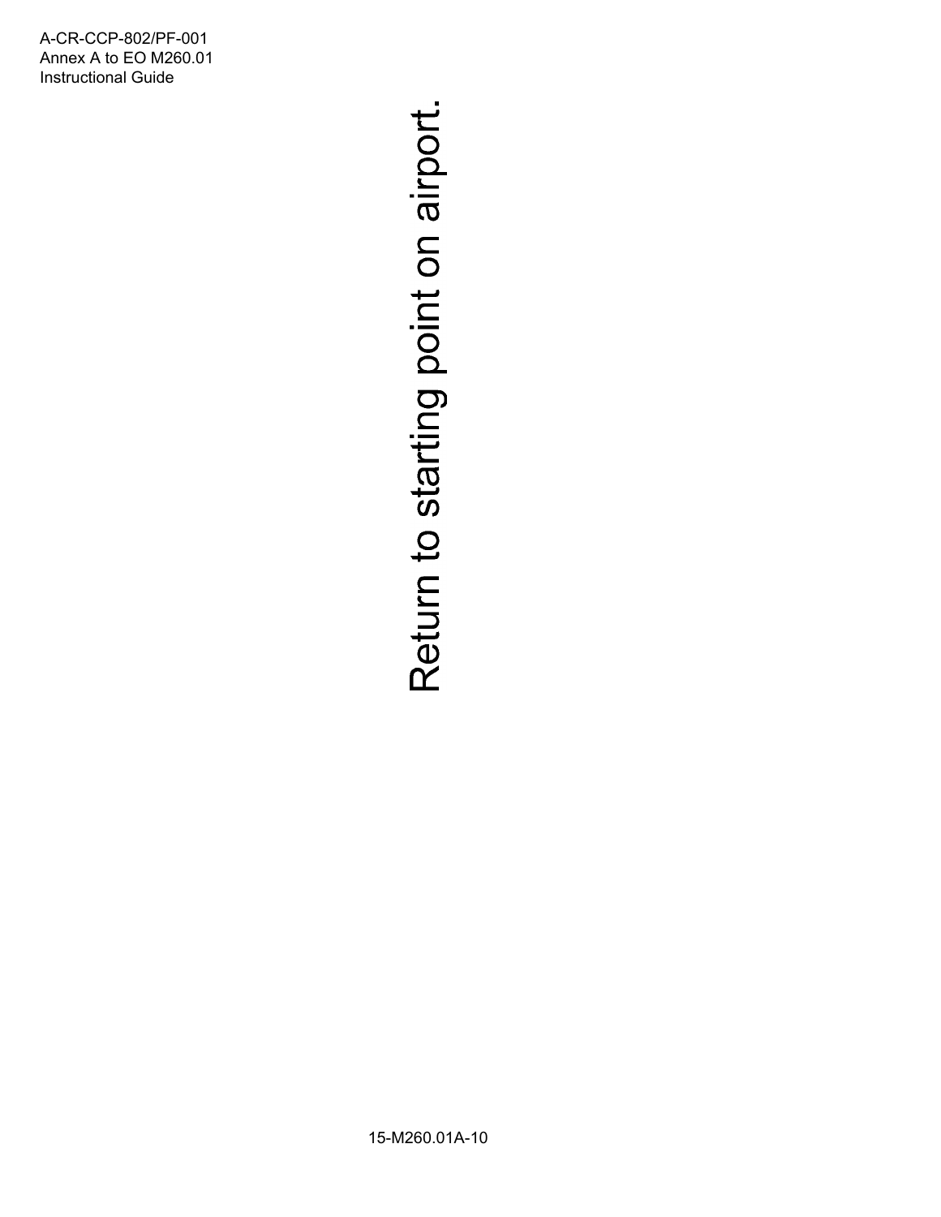Return to starting point on airport.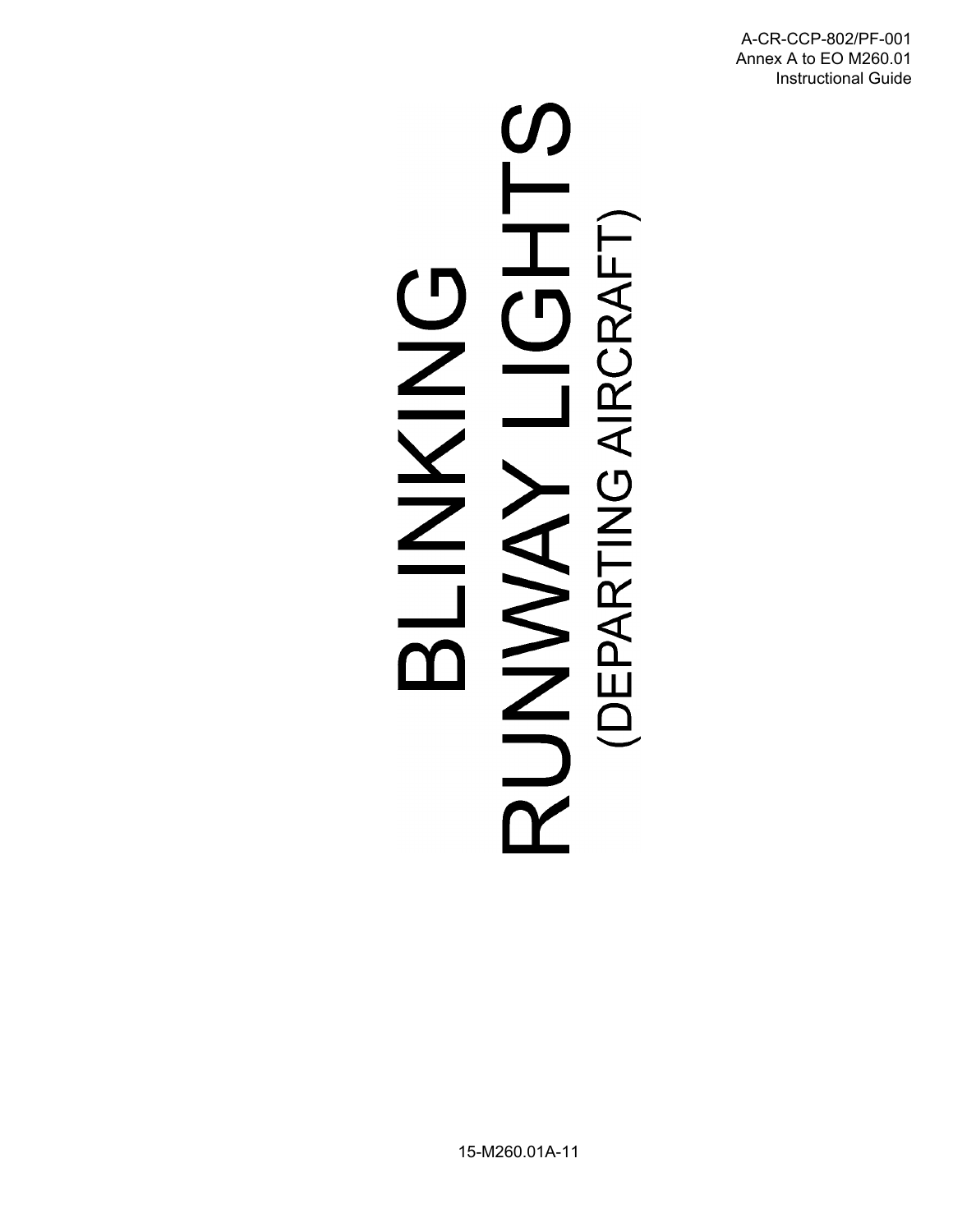# BLINKING RUNWAY LIGHTS

(DEPARTING AIRCRAFT)

15-M260.01A-11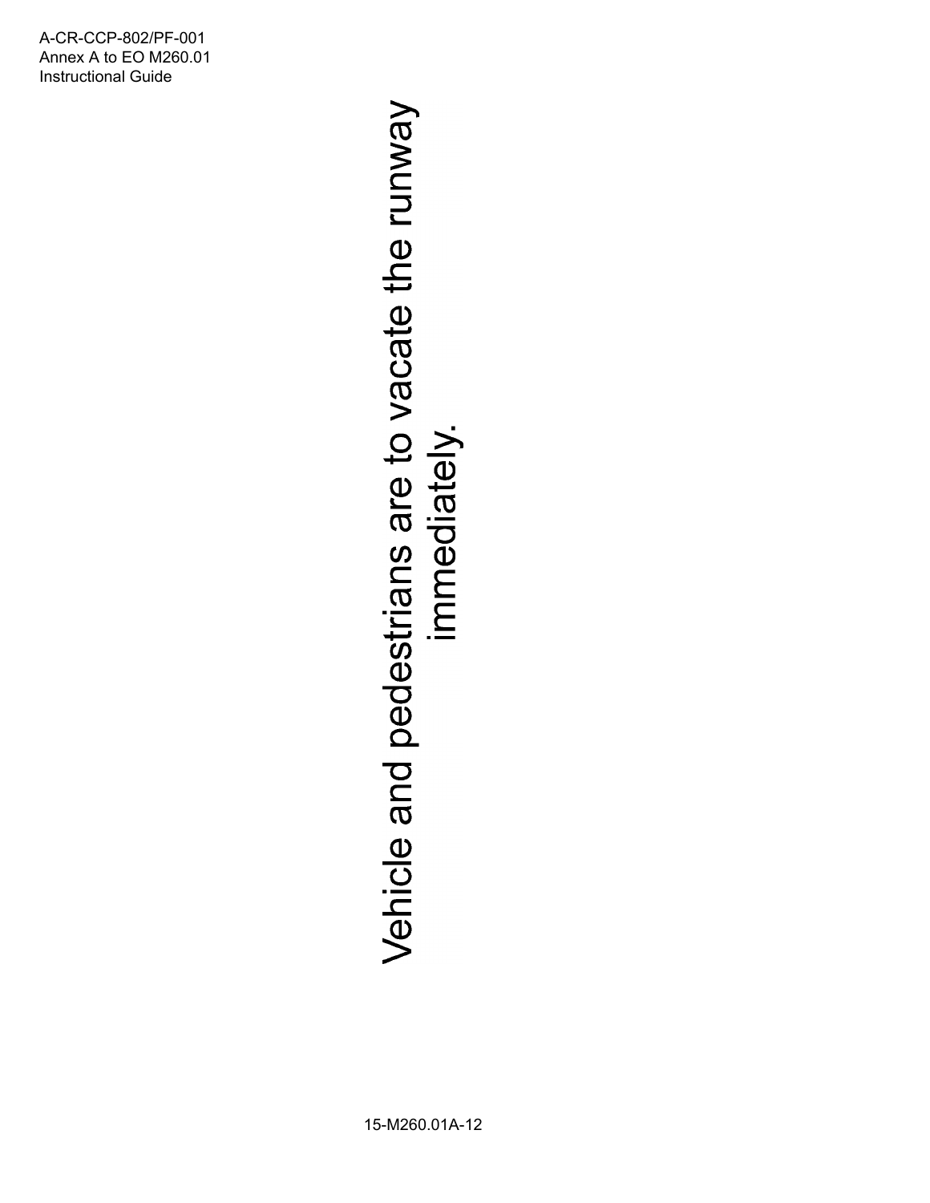Vehicle and pedestrians are to vacate the runway immediately.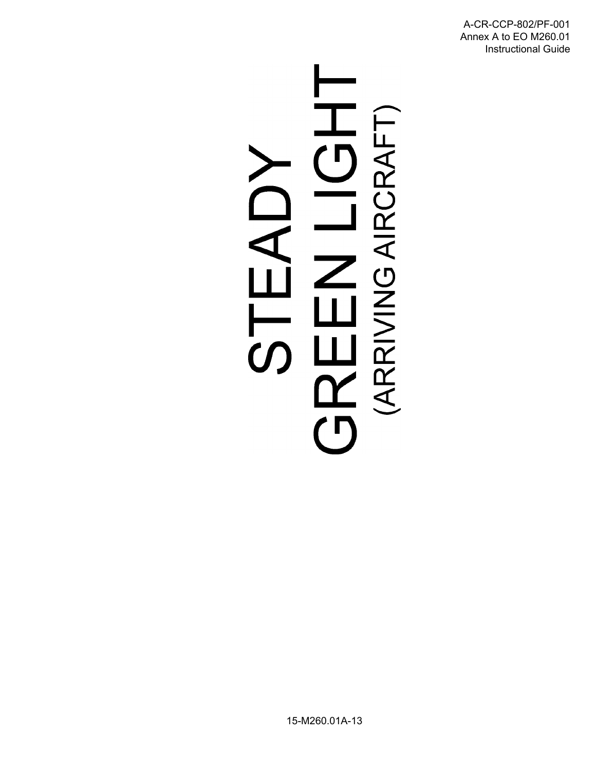# STEADY GREEN LIGHT

(ARRIVING AIRCRAFT)

15-M260.01A-13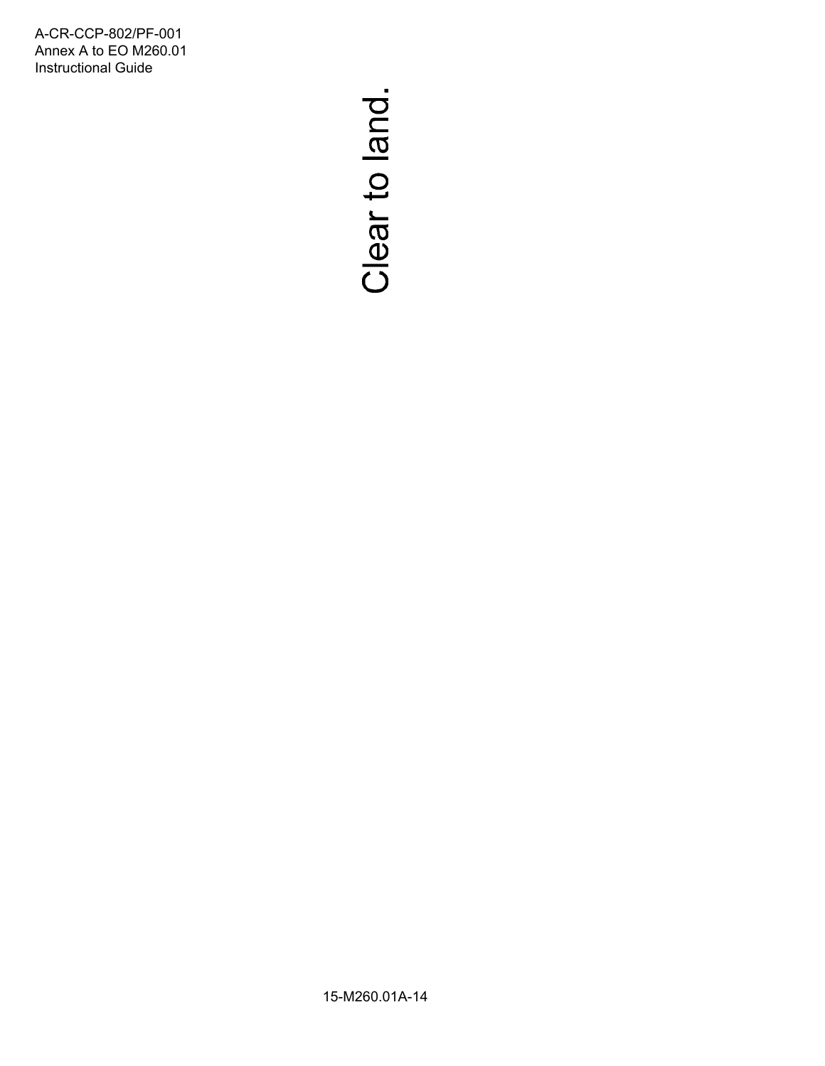Clear to land.

15-M260.01A-14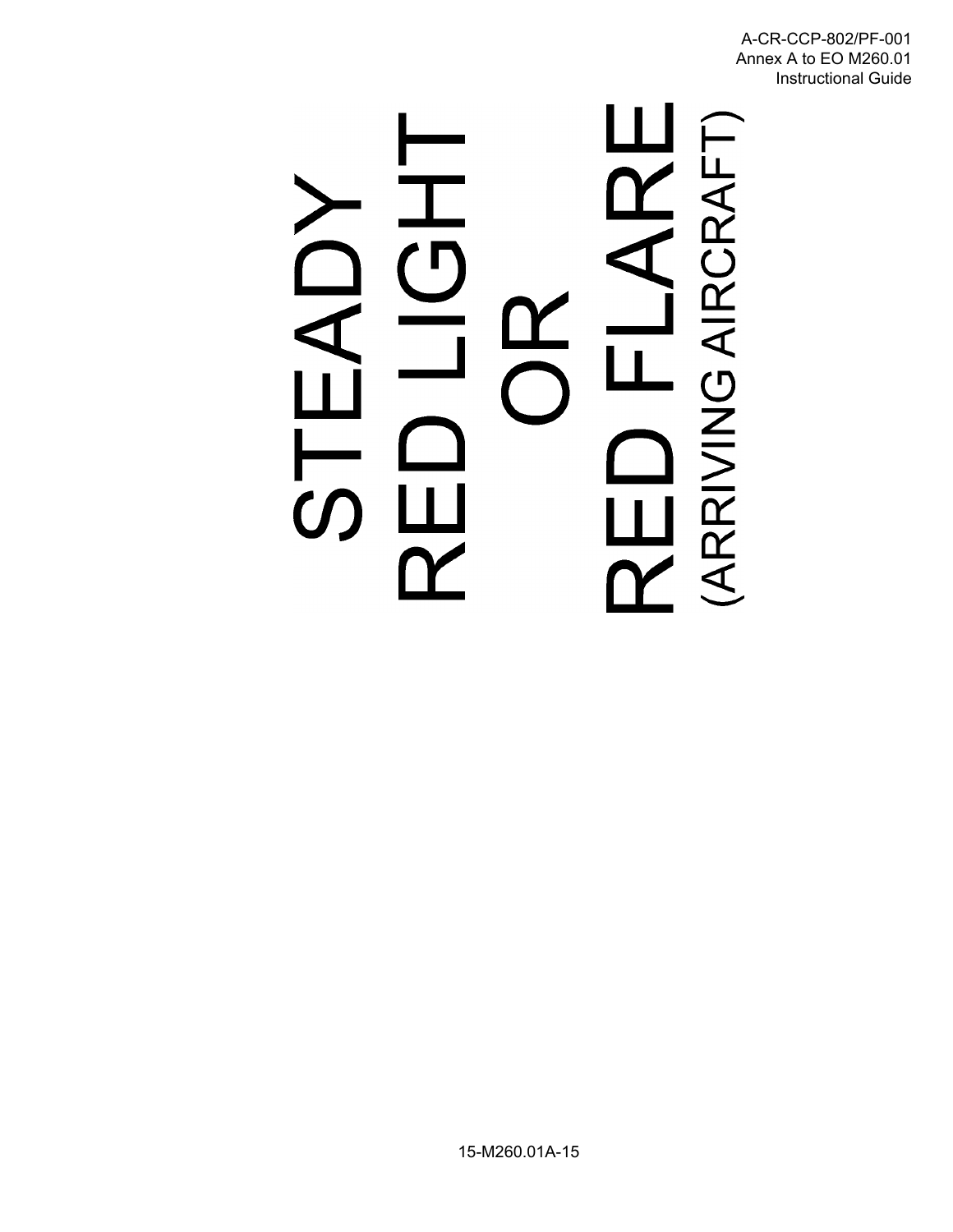# STEADY
# RED LIGHT
# OR
# RED FLARE
## (ARRIVING AIRCRAFT)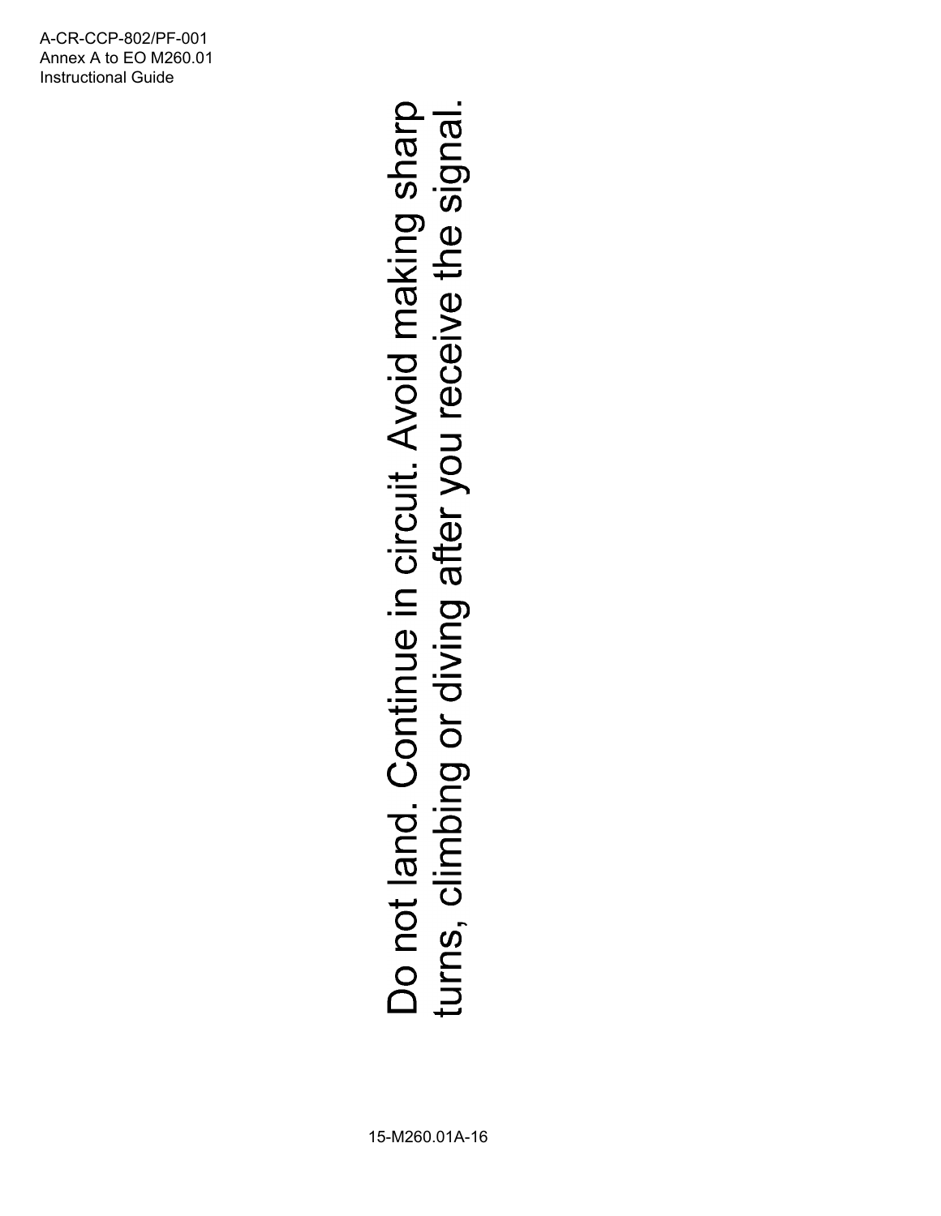Do not land. Continue in circuit. Avoid making sharp turns, climbing or diving after you receive the signal.

15-M260.01A-16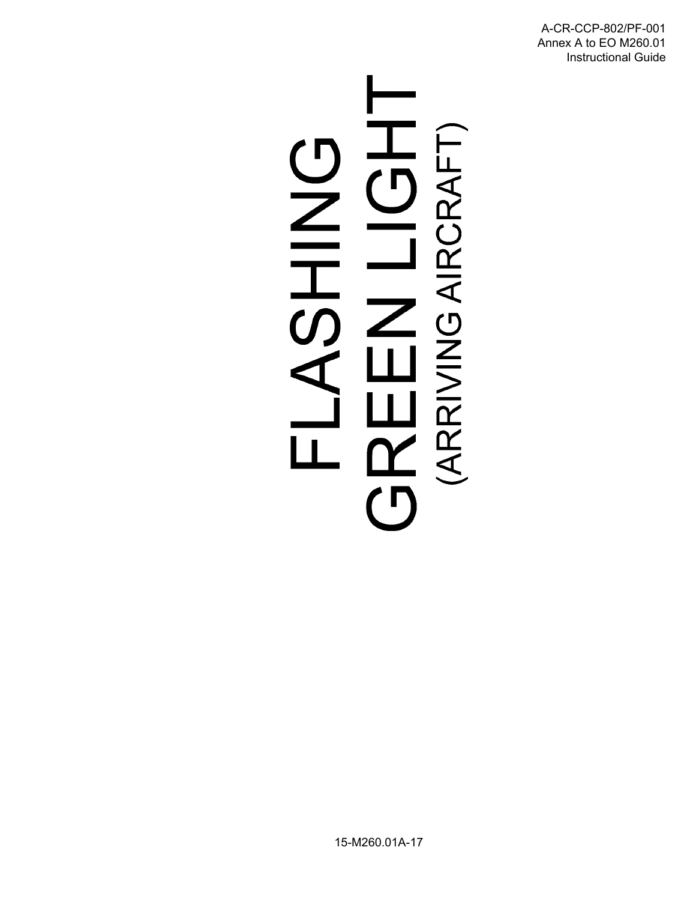# FLASHING GREEN LIGHT

(ARRIVING AIRCRAFT)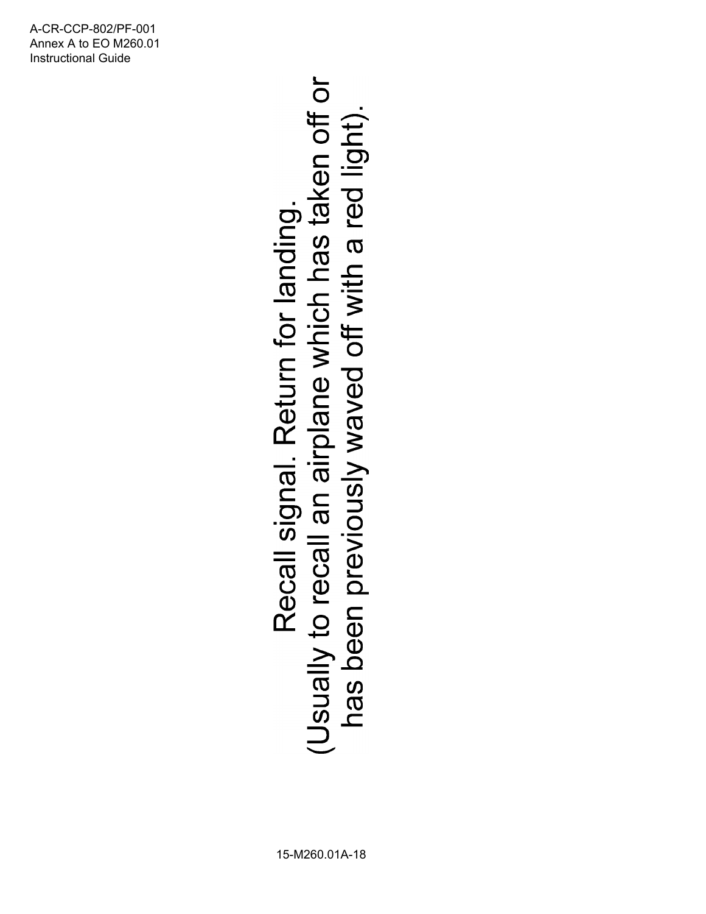Recall signal. Return for landing.
(Usually to recall an airplane which has taken off or has been previously waved off with a red light).

15-M260.01A-18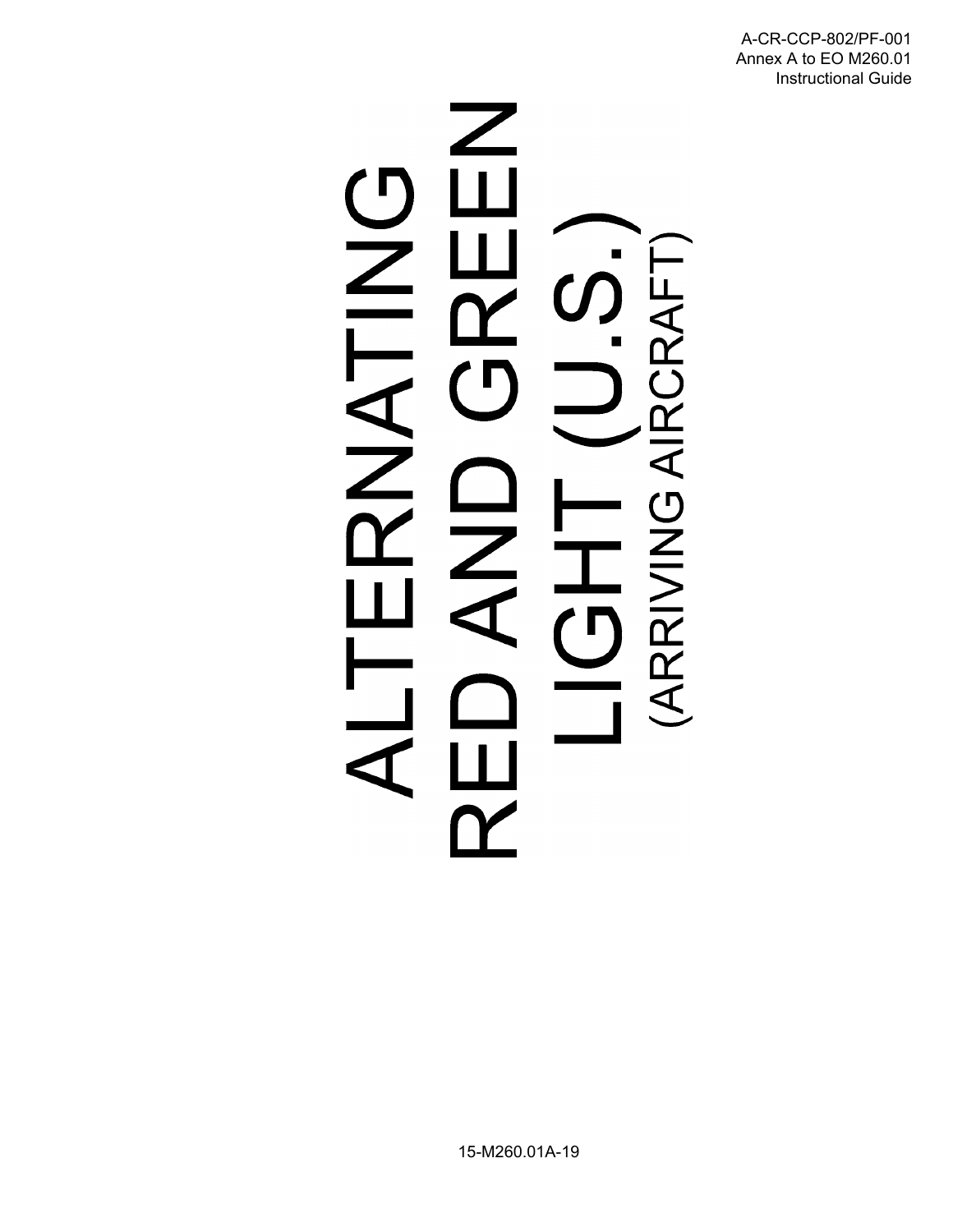# ALTERNATING RED AND GREEN LIGHT (U.S.)

(ARRIVING AIRCRAFT)

15-M260.01A-19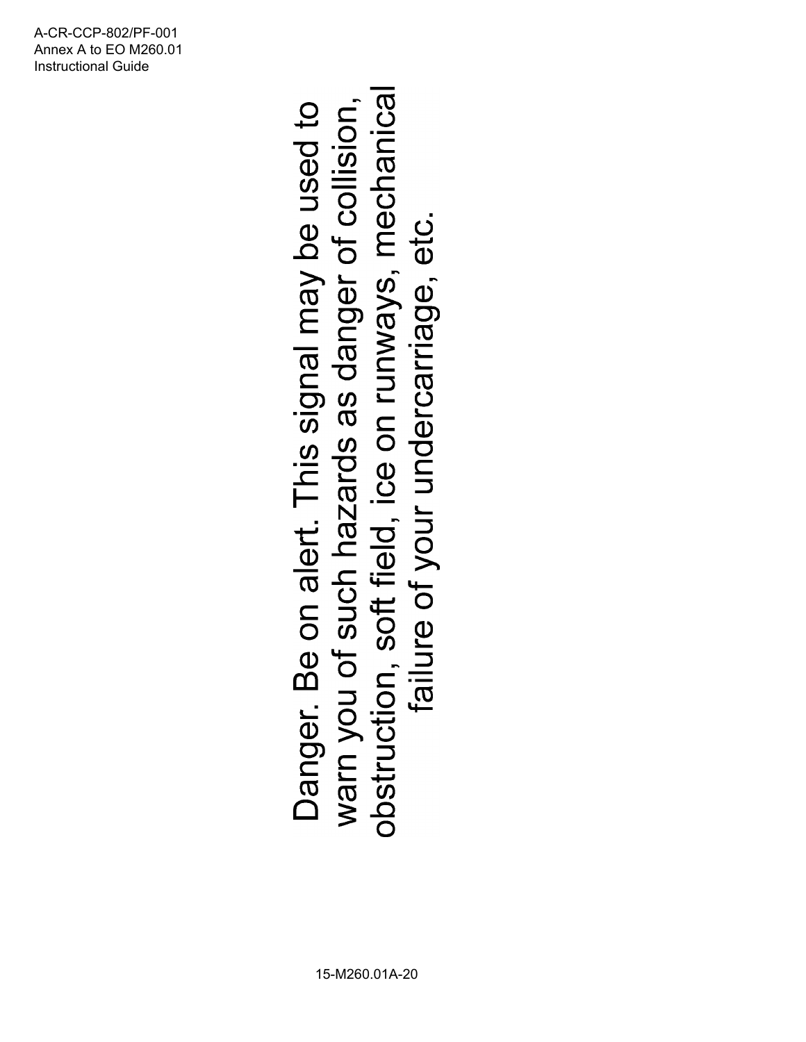Danger. Be on alert. This signal may be used to warn you of such hazards as danger of collision, obstruction, soft field, ice on runways, mechanical failure of your undercarriage, etc.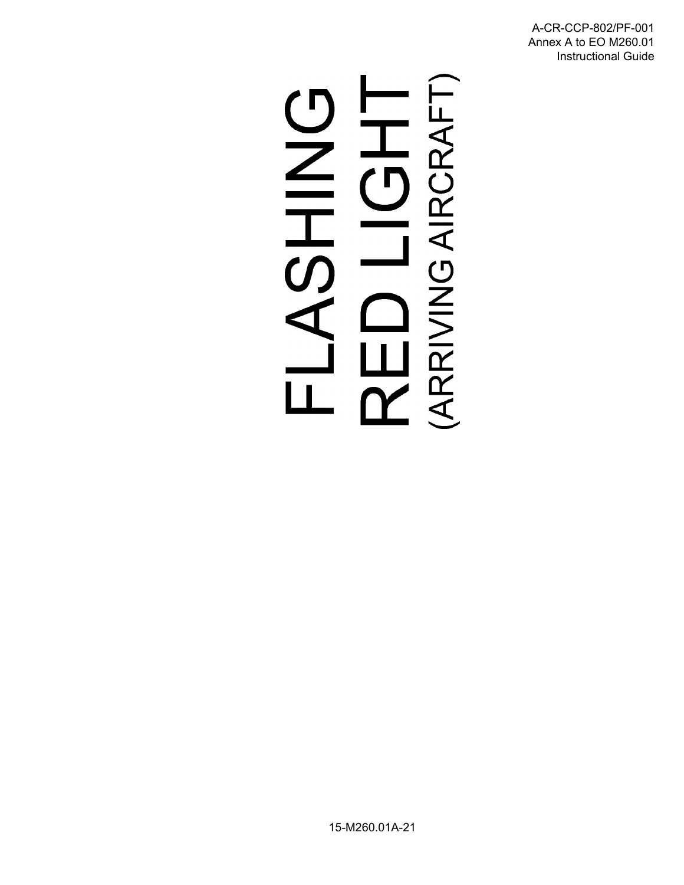# FLASHING RED LIGHT

(ARRIVING AIRCRAFT)

15-M260.01A-21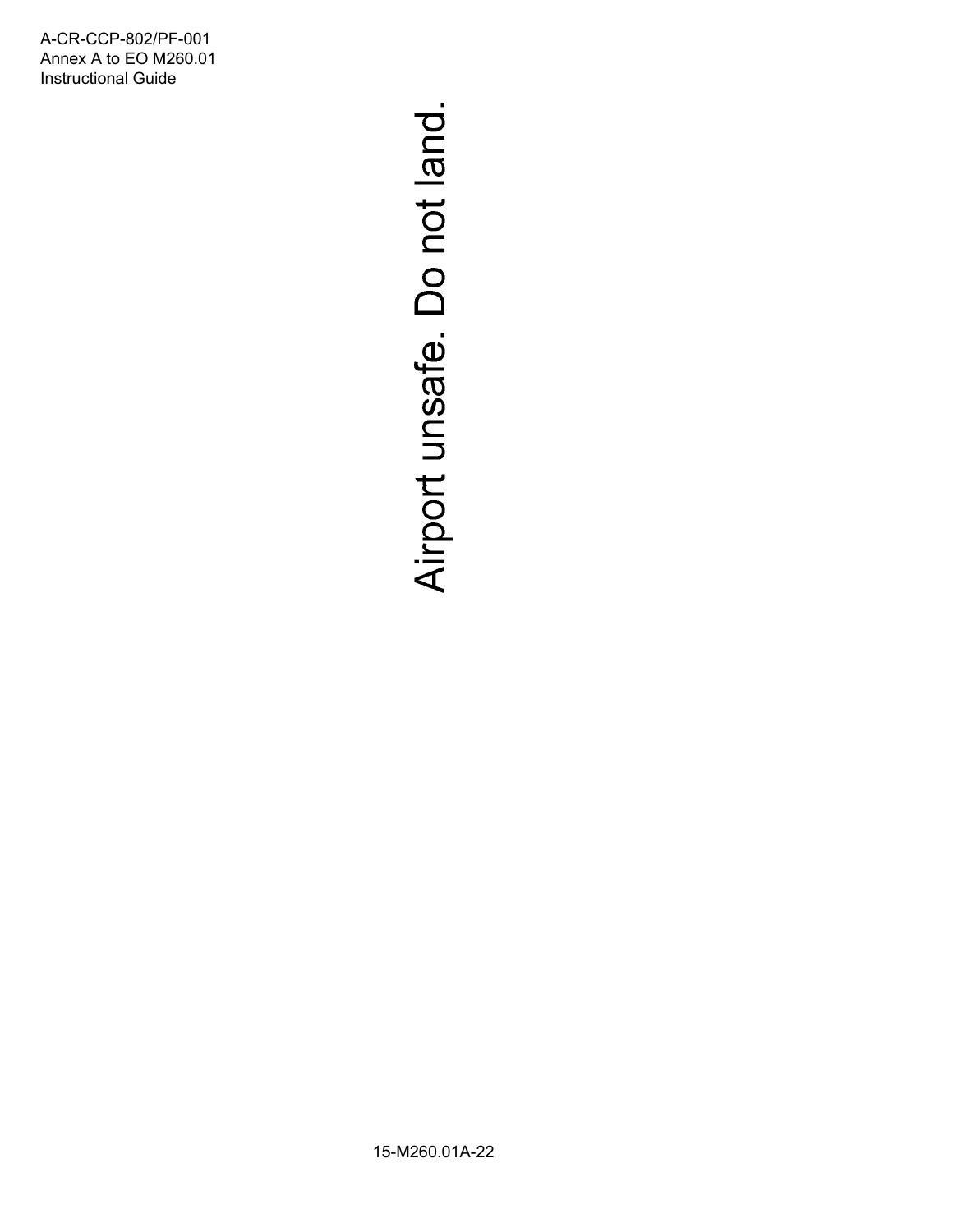Airport unsafe. Do not land.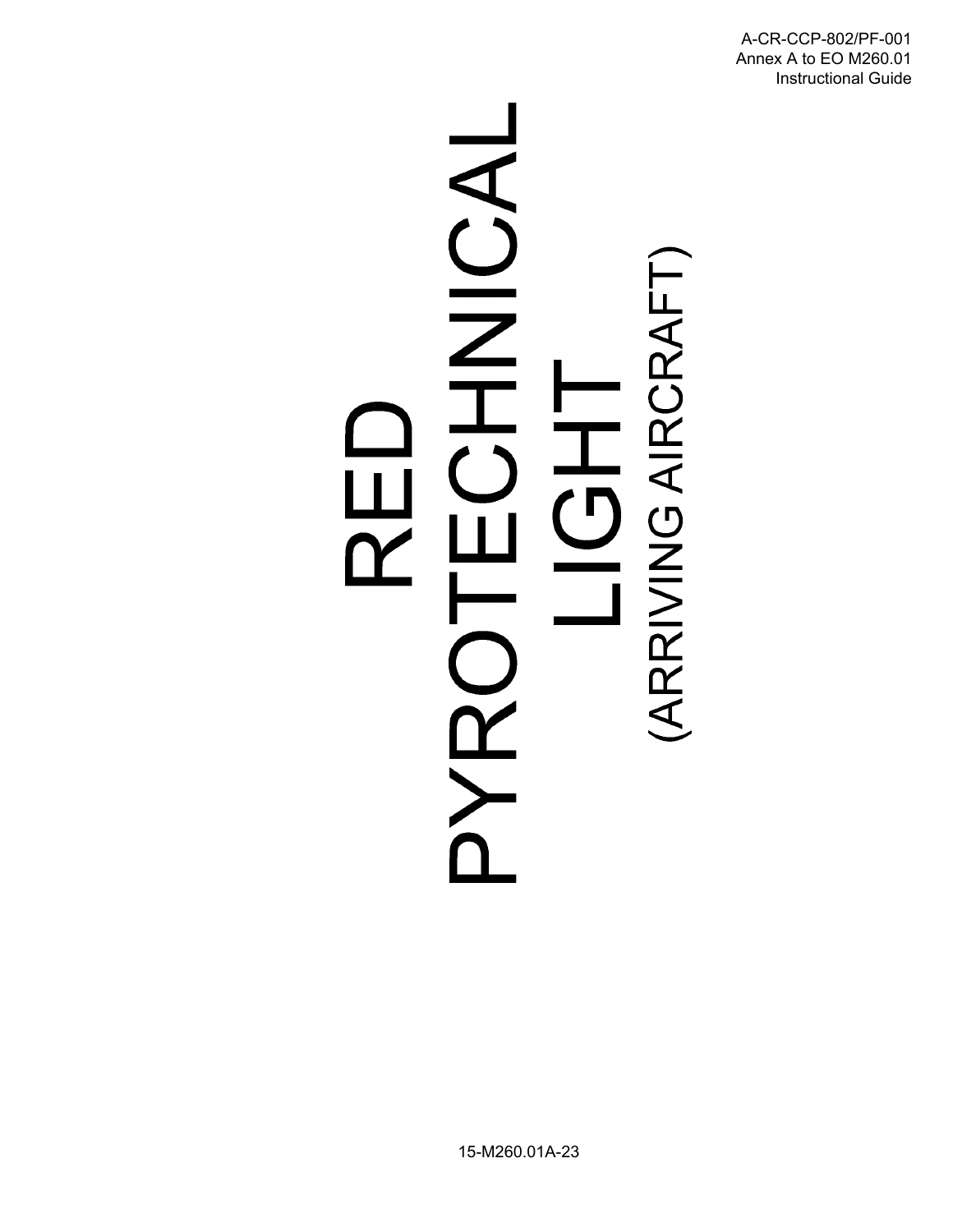# RED PYROTECHNICAL LIGHT

(ARRIVING AIRCRAFT)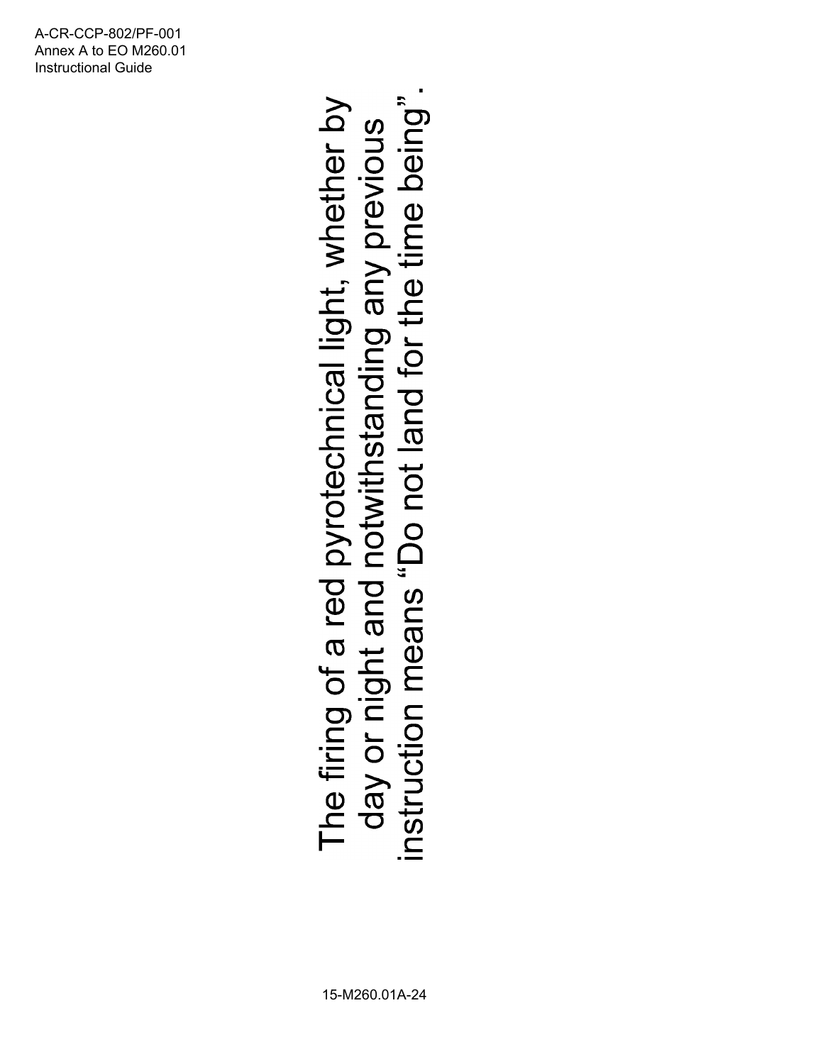The firing of a red pyrotechnical light, whether by day or night and notwithstanding any previous instruction means "Do not land for the time being".

15-M260.01A-24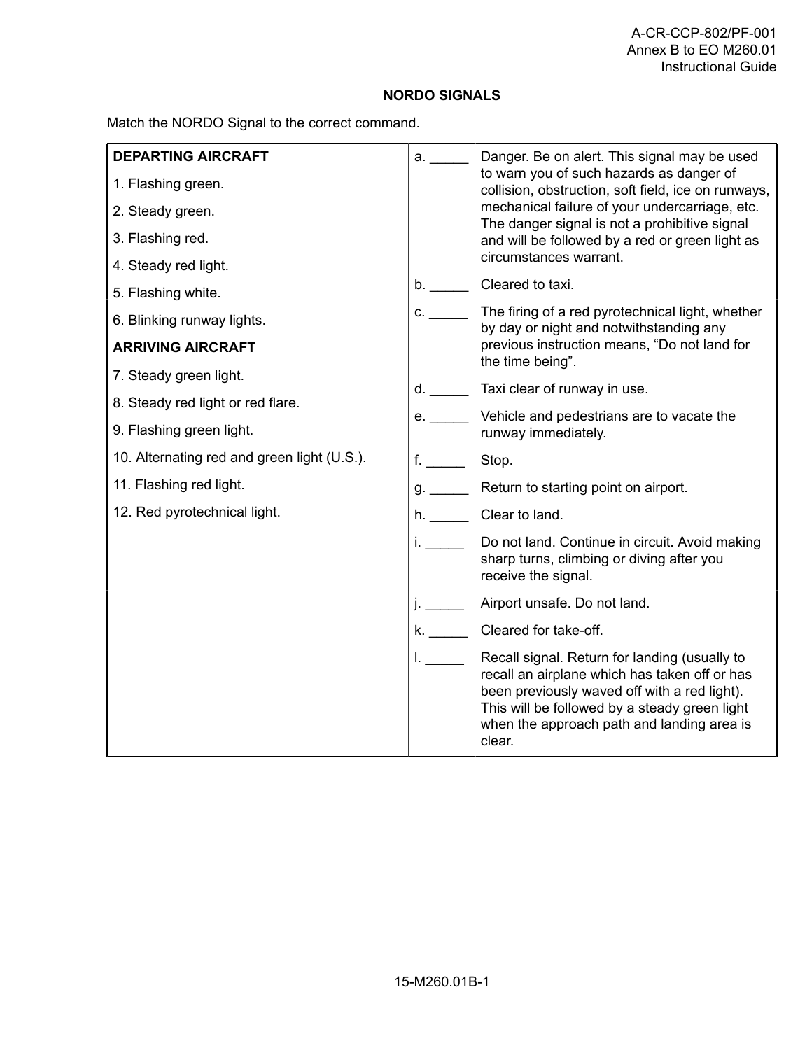## NORDO SIGNALS

Match the NORDO Signal to the correct command.

| | | |
|---|---|---|
| **DEPARTING AIRCRAFT** | a. _____ | Danger. Be on alert. This signal may be used to warn you of such hazards as danger of collision, obstruction, soft field, ice on runways, mechanical failure of your undercarriage, etc. The danger signal is not a prohibitive signal and will be followed by a red or green light as circumstances warrant. |
| 1. Flashing green. | b. _____ | Cleared to taxi. |
| 2. Steady green. | c. _____ | The firing of a red pyrotechnical light, whether by day or night and notwithstanding any previous instruction means, "Do not land for the time being". |
| 3. Flashing red. | d. _____ | Taxi clear of runway in use. |
| 4. Steady red light. | e. _____ | Vehicle and pedestrians are to vacate the runway immediately. |
| 5. Flashing white. | f. _____ | Stop. |
| 6. Blinking runway lights. | g. _____ | Return to starting point on airport. |
| **ARRIVING AIRCRAFT** | h. _____ | Clear to land. |
| 7. Steady green light. | i. _____ | Do not land. Continue in circuit. Avoid making sharp turns, climbing or diving after you receive the signal. |
| 8. Steady red light or red flare. | j. _____ | Airport unsafe. Do not land. |
| 9. Flashing green light. | k. _____ | Cleared for take-off. |
| 10. Alternating red and green light (U.S.). | l. _____ | Recall signal. Return for landing (usually to recall an airplane which has taken off or has been previously waved off with a red light). This will be followed by a steady green light when the approach path and landing area is clear. |
| 11. Flashing red light. | | |
| 12. Red pyrotechnical light. | | |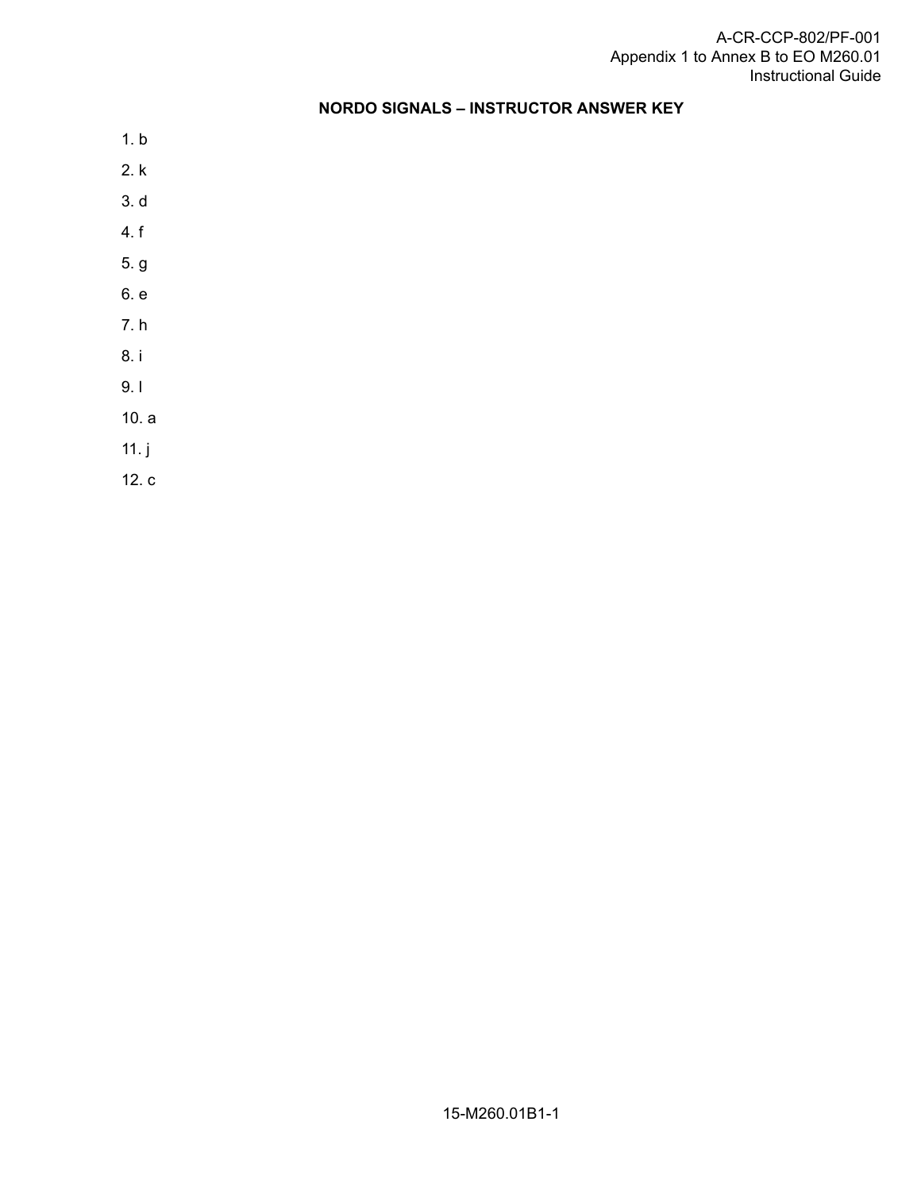## NORDO SIGNALS – INSTRUCTOR ANSWER KEY

1. b
2. k
3. d
4. f
5. g
6. e
7. h
8. i
9. l
10. a
11. j
12. c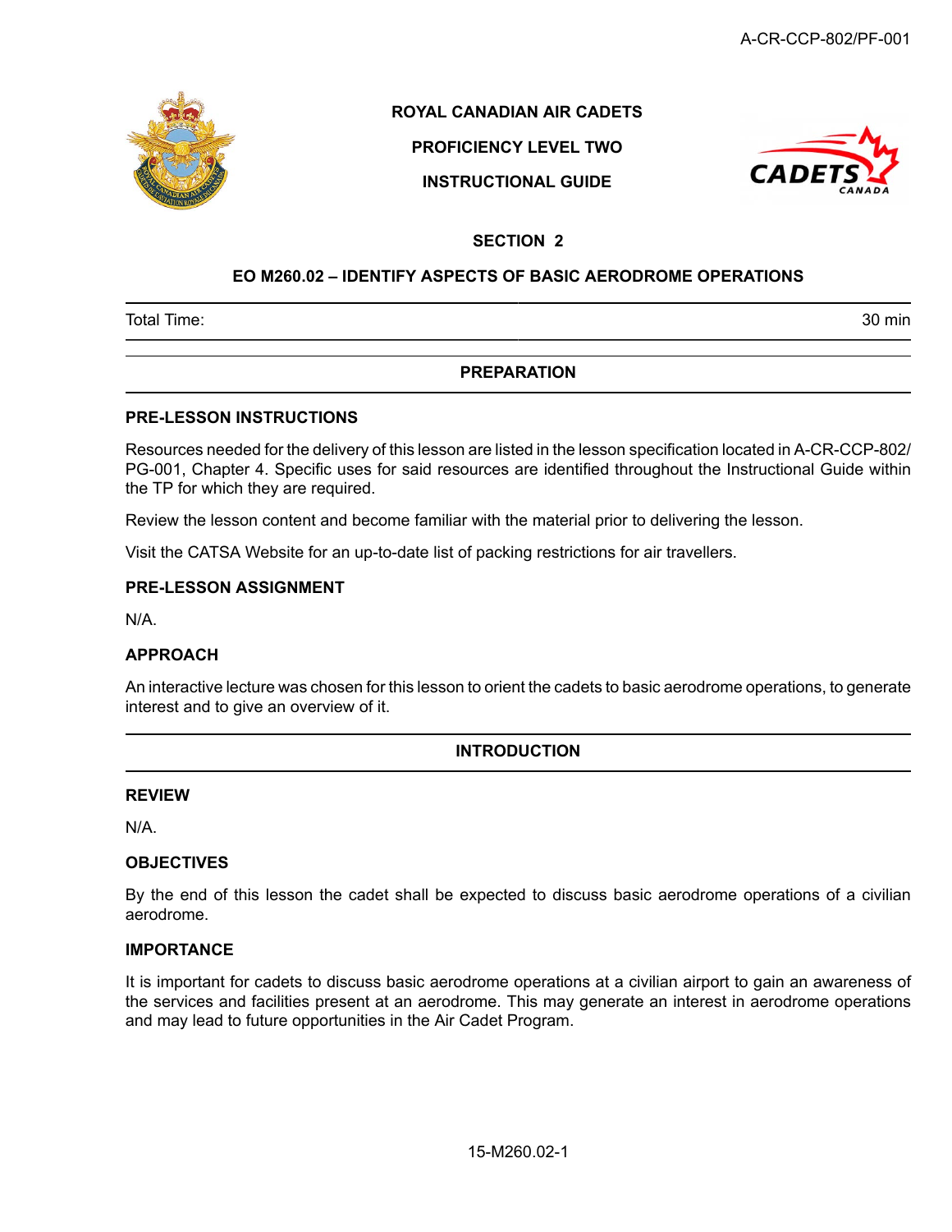ROYAL CANADIAN AIR CADETS

PROFICIENCY LEVEL TWO

INSTRUCTIONAL GUIDE

## SECTION 2

## EO M260.02 – IDENTIFY ASPECTS OF BASIC AERODROME OPERATIONS

| Total Time: | 30 min |
|---|---|

## PREPARATION

### PRE-LESSON INSTRUCTIONS

Resources needed for the delivery of this lesson are listed in the lesson specification located in A-CR-CCP-802/PG-001, Chapter 4. Specific uses for said resources are identified throughout the Instructional Guide within the TP for which they are required.

Review the lesson content and become familiar with the material prior to delivering the lesson.

Visit the CATSA Website for an up-to-date list of packing restrictions for air travellers.

### PRE-LESSON ASSIGNMENT

N/A.

### APPROACH

An interactive lecture was chosen for this lesson to orient the cadets to basic aerodrome operations, to generate interest and to give an overview of it.

## INTRODUCTION

### REVIEW

N/A.

### OBJECTIVES

By the end of this lesson the cadet shall be expected to discuss basic aerodrome operations of a civilian aerodrome.

### IMPORTANCE

It is important for cadets to discuss basic aerodrome operations at a civilian airport to gain an awareness of the services and facilities present at an aerodrome. This may generate an interest in aerodrome operations and may lead to future opportunities in the Air Cadet Program.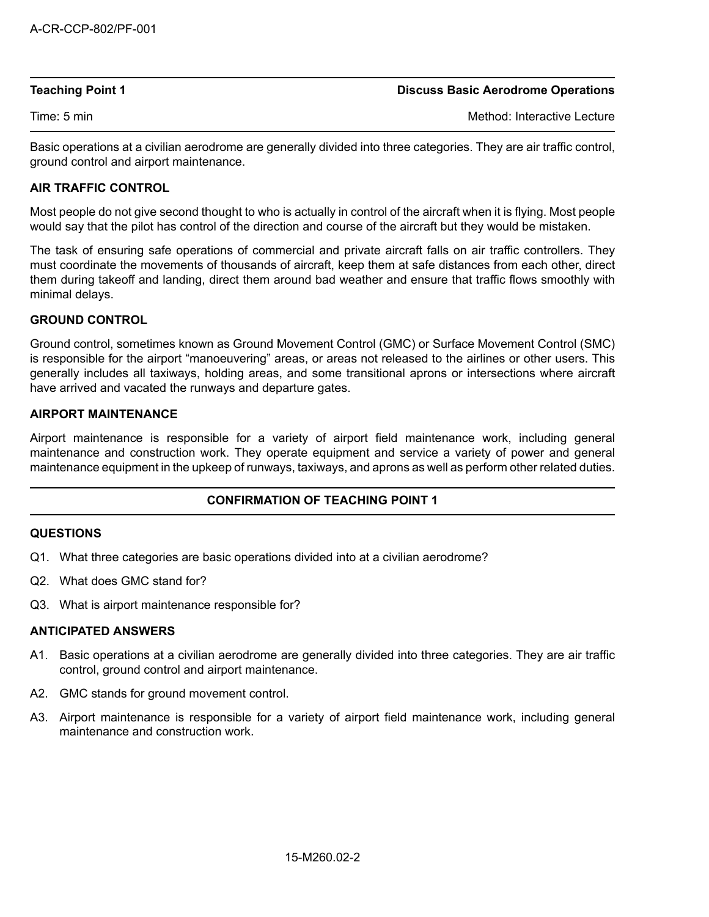**Teaching Point 1** — **Discuss Basic Aerodrome Operations**

Time: 5 min — Method: Interactive Lecture

Basic operations at a civilian aerodrome are generally divided into three categories. They are air traffic control, ground control and airport maintenance.

**AIR TRAFFIC CONTROL**

Most people do not give second thought to who is actually in control of the aircraft when it is flying. Most people would say that the pilot has control of the direction and course of the aircraft but they would be mistaken.

The task of ensuring safe operations of commercial and private aircraft falls on air traffic controllers. They must coordinate the movements of thousands of aircraft, keep them at safe distances from each other, direct them during takeoff and landing, direct them around bad weather and ensure that traffic flows smoothly with minimal delays.

**GROUND CONTROL**

Ground control, sometimes known as Ground Movement Control (GMC) or Surface Movement Control (SMC) is responsible for the airport "manoeuvering" areas, or areas not released to the airlines or other users. This generally includes all taxiways, holding areas, and some transitional aprons or intersections where aircraft have arrived and vacated the runways and departure gates.

**AIRPORT MAINTENANCE**

Airport maintenance is responsible for a variety of airport field maintenance work, including general maintenance and construction work. They operate equipment and service a variety of power and general maintenance equipment in the upkeep of runways, taxiways, and aprons as well as perform other related duties.

**CONFIRMATION OF TEACHING POINT 1**

**QUESTIONS**

Q1. What three categories are basic operations divided into at a civilian aerodrome?

Q2. What does GMC stand for?

Q3. What is airport maintenance responsible for?

**ANTICIPATED ANSWERS**

A1. Basic operations at a civilian aerodrome are generally divided into three categories. They are air traffic control, ground control and airport maintenance.

A2. GMC stands for ground movement control.

A3. Airport maintenance is responsible for a variety of airport field maintenance work, including general maintenance and construction work.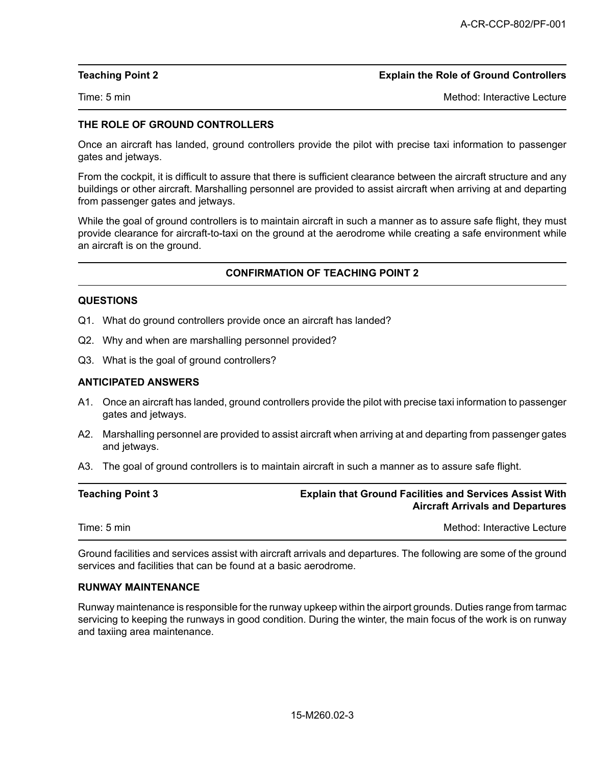| Teaching Point 2 | Explain the Role of Ground Controllers |
| --- | --- |
| Time: 5 min | Method: Interactive Lecture |

**THE ROLE OF GROUND CONTROLLERS**

Once an aircraft has landed, ground controllers provide the pilot with precise taxi information to passenger gates and jetways.

From the cockpit, it is difficult to assure that there is sufficient clearance between the aircraft structure and any buildings or other aircraft. Marshalling personnel are provided to assist aircraft when arriving at and departing from passenger gates and jetways.

While the goal of ground controllers is to maintain aircraft in such a manner as to assure safe flight, they must provide clearance for aircraft-to-taxi on the ground at the aerodrome while creating a safe environment while an aircraft is on the ground.

**CONFIRMATION OF TEACHING POINT 2**

**QUESTIONS**

Q1. What do ground controllers provide once an aircraft has landed?

Q2. Why and when are marshalling personnel provided?

Q3. What is the goal of ground controllers?

**ANTICIPATED ANSWERS**

A1. Once an aircraft has landed, ground controllers provide the pilot with precise taxi information to passenger gates and jetways.

A2. Marshalling personnel are provided to assist aircraft when arriving at and departing from passenger gates and jetways.

A3. The goal of ground controllers is to maintain aircraft in such a manner as to assure safe flight.

| Teaching Point 3 | Explain that Ground Facilities and Services Assist With Aircraft Arrivals and Departures |
| --- | --- |
| Time: 5 min | Method: Interactive Lecture |

Ground facilities and services assist with aircraft arrivals and departures. The following are some of the ground services and facilities that can be found at a basic aerodrome.

**RUNWAY MAINTENANCE**

Runway maintenance is responsible for the runway upkeep within the airport grounds. Duties range from tarmac servicing to keeping the runways in good condition. During the winter, the main focus of the work is on runway and taxiing area maintenance.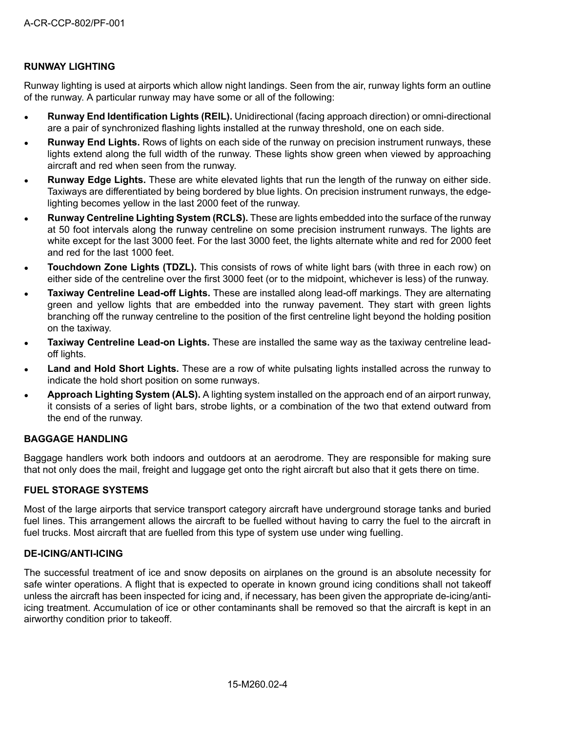## RUNWAY LIGHTING

Runway lighting is used at airports which allow night landings. Seen from the air, runway lights form an outline of the runway. A particular runway may have some or all of the following:

- **Runway End Identification Lights (REIL).** Unidirectional (facing approach direction) or omni-directional are a pair of synchronized flashing lights installed at the runway threshold, one on each side.
- **Runway End Lights.** Rows of lights on each side of the runway on precision instrument runways, these lights extend along the full width of the runway. These lights show green when viewed by approaching aircraft and red when seen from the runway.
- **Runway Edge Lights.** These are white elevated lights that run the length of the runway on either side. Taxiways are differentiated by being bordered by blue lights. On precision instrument runways, the edge-lighting becomes yellow in the last 2000 feet of the runway.
- **Runway Centreline Lighting System (RCLS).** These are lights embedded into the surface of the runway at 50 foot intervals along the runway centreline on some precision instrument runways. The lights are white except for the last 3000 feet. For the last 3000 feet, the lights alternate white and red for 2000 feet and red for the last 1000 feet.
- **Touchdown Zone Lights (TDZL).** This consists of rows of white light bars (with three in each row) on either side of the centreline over the first 3000 feet (or to the midpoint, whichever is less) of the runway.
- **Taxiway Centreline Lead-off Lights.** These are installed along lead-off markings. They are alternating green and yellow lights that are embedded into the runway pavement. They start with green lights branching off the runway centreline to the position of the first centreline light beyond the holding position on the taxiway.
- **Taxiway Centreline Lead-on Lights.** These are installed the same way as the taxiway centreline lead-off lights.
- **Land and Hold Short Lights.** These are a row of white pulsating lights installed across the runway to indicate the hold short position on some runways.
- **Approach Lighting System (ALS).** A lighting system installed on the approach end of an airport runway, it consists of a series of light bars, strobe lights, or a combination of the two that extend outward from the end of the runway.

## BAGGAGE HANDLING

Baggage handlers work both indoors and outdoors at an aerodrome. They are responsible for making sure that not only does the mail, freight and luggage get onto the right aircraft but also that it gets there on time.

## FUEL STORAGE SYSTEMS

Most of the large airports that service transport category aircraft have underground storage tanks and buried fuel lines. This arrangement allows the aircraft to be fuelled without having to carry the fuel to the aircraft in fuel trucks. Most aircraft that are fuelled from this type of system use under wing fuelling.

## DE-ICING/ANTI-ICING

The successful treatment of ice and snow deposits on airplanes on the ground is an absolute necessity for safe winter operations. A flight that is expected to operate in known ground icing conditions shall not takeoff unless the aircraft has been inspected for icing and, if necessary, has been given the appropriate de-icing/anti-icing treatment. Accumulation of ice or other contaminants shall be removed so that the aircraft is kept in an airworthy condition prior to takeoff.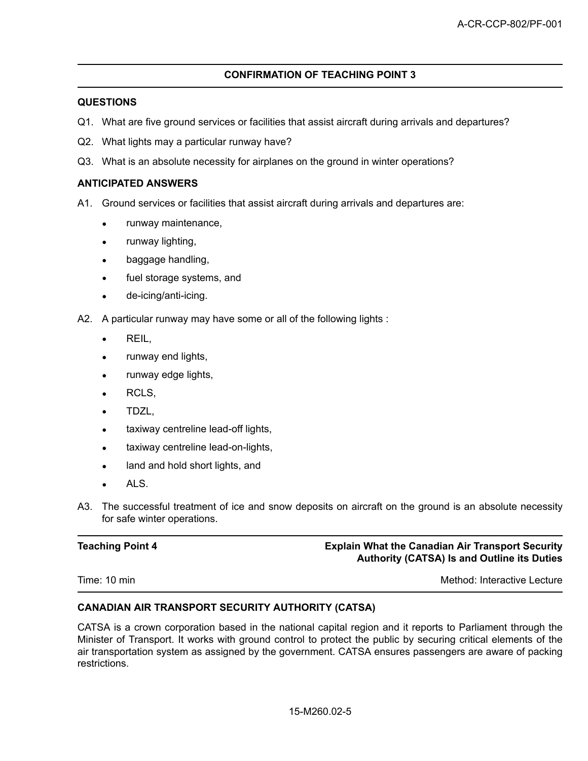## CONFIRMATION OF TEACHING POINT 3

### QUESTIONS

Q1. What are five ground services or facilities that assist aircraft during arrivals and departures?

Q2. What lights may a particular runway have?

Q3. What is an absolute necessity for airplanes on the ground in winter operations?

### ANTICIPATED ANSWERS

A1. Ground services or facilities that assist aircraft during arrivals and departures are:

- runway maintenance,
- runway lighting,
- baggage handling,
- fuel storage systems, and
- de-icing/anti-icing.

A2. A particular runway may have some or all of the following lights :

- REIL,
- runway end lights,
- runway edge lights,
- RCLS,
- TDZL,
- taxiway centreline lead-off lights,
- taxiway centreline lead-on-lights,
- land and hold short lights, and
- ALS.

A3. The successful treatment of ice and snow deposits on aircraft on the ground is an absolute necessity for safe winter operations.

| **Teaching Point 4** | **Explain What the Canadian Air Transport Security Authority (CATSA) Is and Outline its Duties** |
|---|---|
| Time: 10 min | Method: Interactive Lecture |

### CANADIAN AIR TRANSPORT SECURITY AUTHORITY (CATSA)

CATSA is a crown corporation based in the national capital region and it reports to Parliament through the Minister of Transport. It works with ground control to protect the public by securing critical elements of the air transportation system as assigned by the government. CATSA ensures passengers are aware of packing restrictions.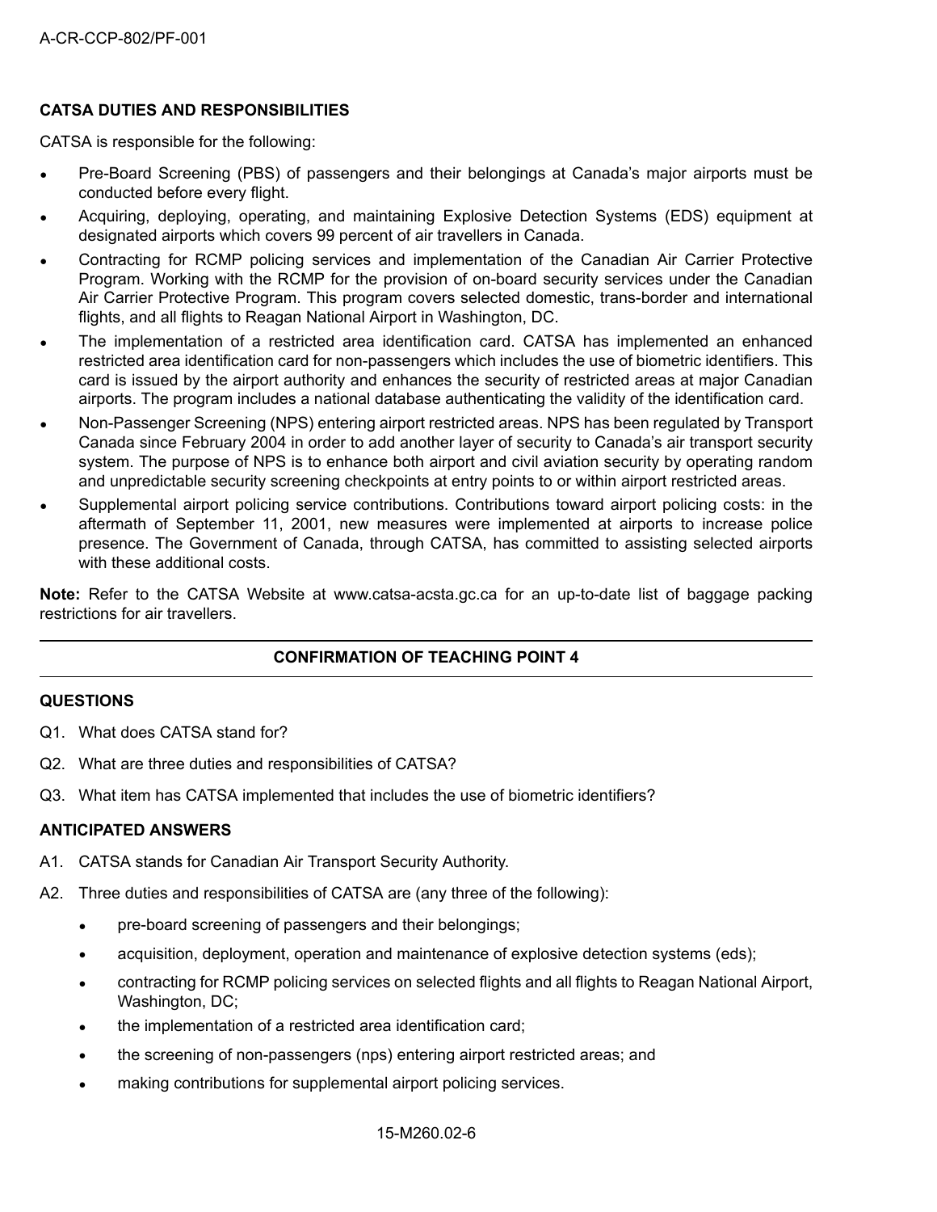**CATSA DUTIES AND RESPONSIBILITIES**

CATSA is responsible for the following:

- Pre-Board Screening (PBS) of passengers and their belongings at Canada's major airports must be conducted before every flight.
- Acquiring, deploying, operating, and maintaining Explosive Detection Systems (EDS) equipment at designated airports which covers 99 percent of air travellers in Canada.
- Contracting for RCMP policing services and implementation of the Canadian Air Carrier Protective Program. Working with the RCMP for the provision of on-board security services under the Canadian Air Carrier Protective Program. This program covers selected domestic, trans-border and international flights, and all flights to Reagan National Airport in Washington, DC.
- The implementation of a restricted area identification card. CATSA has implemented an enhanced restricted area identification card for non-passengers which includes the use of biometric identifiers. This card is issued by the airport authority and enhances the security of restricted areas at major Canadian airports. The program includes a national database authenticating the validity of the identification card.
- Non-Passenger Screening (NPS) entering airport restricted areas. NPS has been regulated by Transport Canada since February 2004 in order to add another layer of security to Canada's air transport security system. The purpose of NPS is to enhance both airport and civil aviation security by operating random and unpredictable security screening checkpoints at entry points to or within airport restricted areas.
- Supplemental airport policing service contributions. Contributions toward airport policing costs: in the aftermath of September 11, 2001, new measures were implemented at airports to increase police presence. The Government of Canada, through CATSA, has committed to assisting selected airports with these additional costs.

**Note:** Refer to the CATSA Website at www.catsa-acsta.gc.ca for an up-to-date list of baggage packing restrictions for air travellers.

---

**CONFIRMATION OF TEACHING POINT 4**

---

**QUESTIONS**

Q1. What does CATSA stand for?

Q2. What are three duties and responsibilities of CATSA?

Q3. What item has CATSA implemented that includes the use of biometric identifiers?

**ANTICIPATED ANSWERS**

A1. CATSA stands for Canadian Air Transport Security Authority.

A2. Three duties and responsibilities of CATSA are (any three of the following):

- pre-board screening of passengers and their belongings;
- acquisition, deployment, operation and maintenance of explosive detection systems (eds);
- contracting for RCMP policing services on selected flights and all flights to Reagan National Airport, Washington, DC;
- the implementation of a restricted area identification card;
- the screening of non-passengers (nps) entering airport restricted areas; and
- making contributions for supplemental airport policing services.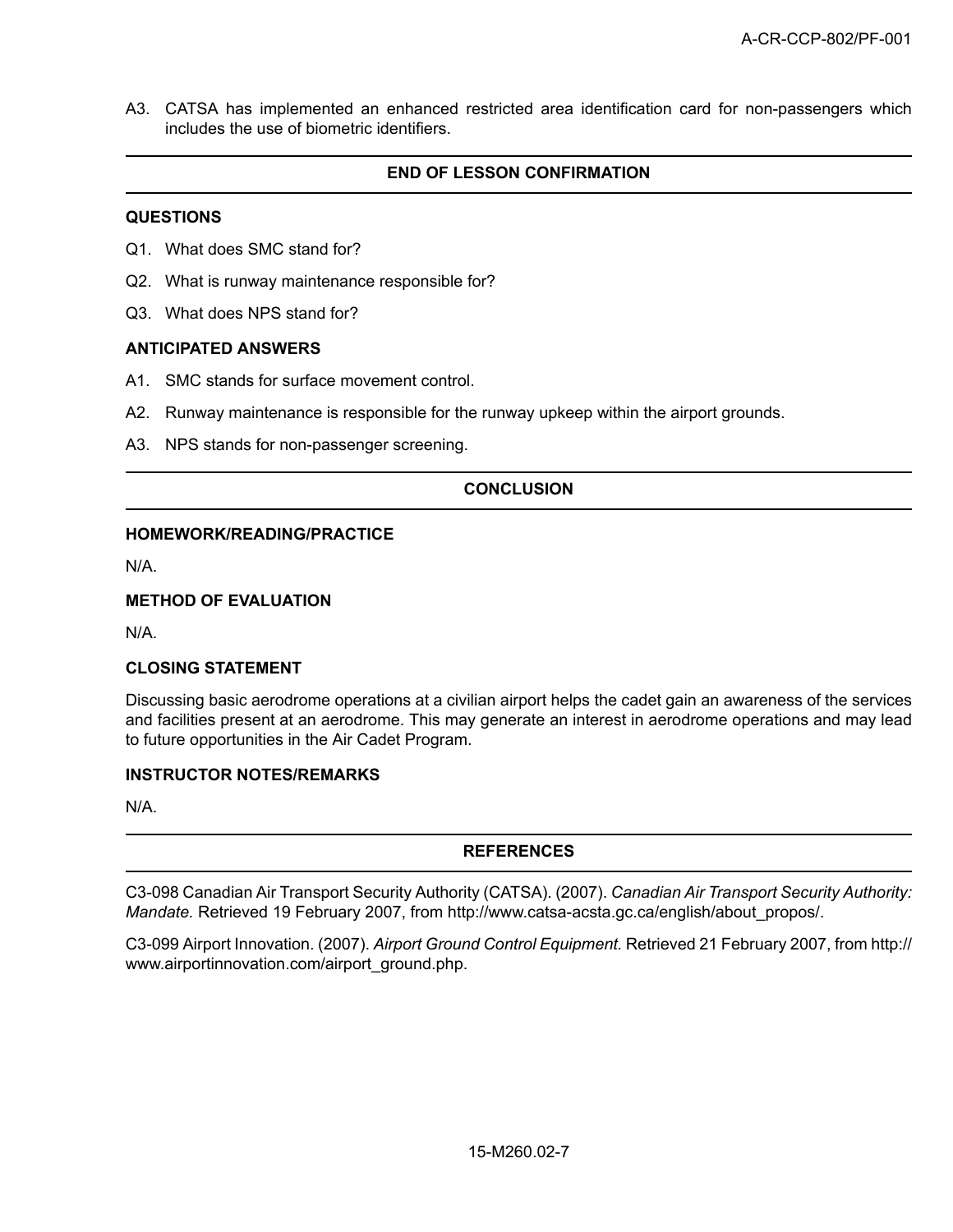A3. CATSA has implemented an enhanced restricted area identification card for non-passengers which includes the use of biometric identifiers.

## END OF LESSON CONFIRMATION

### QUESTIONS

Q1. What does SMC stand for?

Q2. What is runway maintenance responsible for?

Q3. What does NPS stand for?

### ANTICIPATED ANSWERS

A1. SMC stands for surface movement control.

A2. Runway maintenance is responsible for the runway upkeep within the airport grounds.

A3. NPS stands for non-passenger screening.

## CONCLUSION

### HOMEWORK/READING/PRACTICE

N/A.

### METHOD OF EVALUATION

N/A.

### CLOSING STATEMENT

Discussing basic aerodrome operations at a civilian airport helps the cadet gain an awareness of the services and facilities present at an aerodrome. This may generate an interest in aerodrome operations and may lead to future opportunities in the Air Cadet Program.

### INSTRUCTOR NOTES/REMARKS

N/A.

## REFERENCES

C3-098 Canadian Air Transport Security Authority (CATSA). (2007). *Canadian Air Transport Security Authority: Mandate*. Retrieved 19 February 2007, from http://www.catsa-acsta.gc.ca/english/about_propos/.

C3-099 Airport Innovation. (2007). *Airport Ground Control Equipment*. Retrieved 21 February 2007, from http://www.airportinnovation.com/airport_ground.php.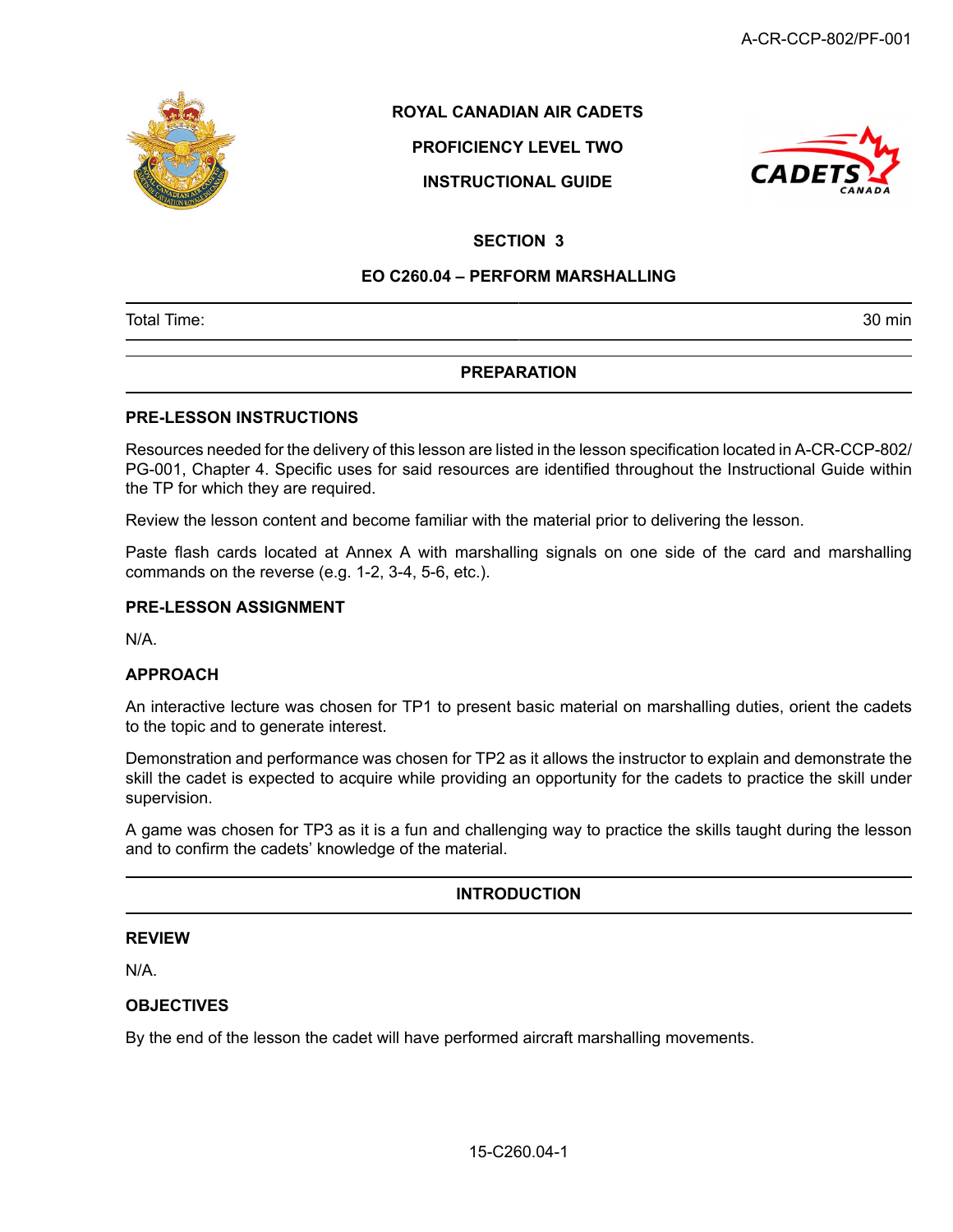ROYAL CANADIAN AIR CADETS

PROFICIENCY LEVEL TWO

INSTRUCTIONAL GUIDE

## SECTION 3

## EO C260.04 – PERFORM MARSHALLING

| Total Time: | 30 min |
|---|---|

## PREPARATION

### PRE-LESSON INSTRUCTIONS

Resources needed for the delivery of this lesson are listed in the lesson specification located in A-CR-CCP-802/PG-001, Chapter 4. Specific uses for said resources are identified throughout the Instructional Guide within the TP for which they are required.

Review the lesson content and become familiar with the material prior to delivering the lesson.

Paste flash cards located at Annex A with marshalling signals on one side of the card and marshalling commands on the reverse (e.g. 1-2, 3-4, 5-6, etc.).

### PRE-LESSON ASSIGNMENT

N/A.

### APPROACH

An interactive lecture was chosen for TP1 to present basic material on marshalling duties, orient the cadets to the topic and to generate interest.

Demonstration and performance was chosen for TP2 as it allows the instructor to explain and demonstrate the skill the cadet is expected to acquire while providing an opportunity for the cadets to practice the skill under supervision.

A game was chosen for TP3 as it is a fun and challenging way to practice the skills taught during the lesson and to confirm the cadets' knowledge of the material.

## INTRODUCTION

### REVIEW

N/A.

### OBJECTIVES

By the end of the lesson the cadet will have performed aircraft marshalling movements.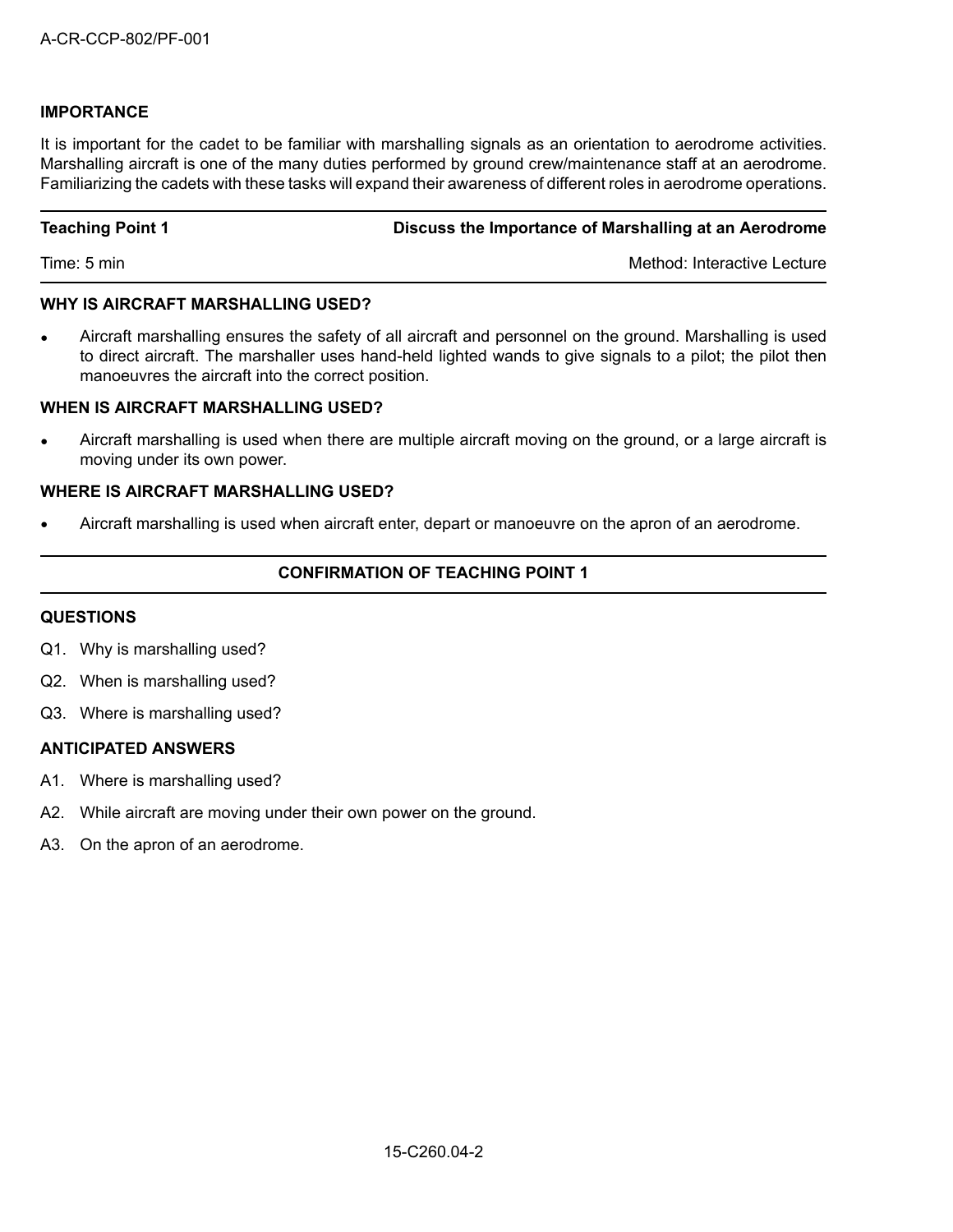## IMPORTANCE

It is important for the cadet to be familiar with marshalling signals as an orientation to aerodrome activities. Marshalling aircraft is one of the many duties performed by ground crew/maintenance staff at an aerodrome. Familiarizing the cadets with these tasks will expand their awareness of different roles in aerodrome operations.

---

| **Teaching Point 1** | **Discuss the Importance of Marshalling at an Aerodrome** |
|---|---|
| Time: 5 min | Method: Interactive Lecture |

---

### WHY IS AIRCRAFT MARSHALLING USED?

- Aircraft marshalling ensures the safety of all aircraft and personnel on the ground. Marshalling is used to direct aircraft. The marshaller uses hand-held lighted wands to give signals to a pilot; the pilot then manoeuvres the aircraft into the correct position.

### WHEN IS AIRCRAFT MARSHALLING USED?

- Aircraft marshalling is used when there are multiple aircraft moving on the ground, or a large aircraft is moving under its own power.

### WHERE IS AIRCRAFT MARSHALLING USED?

- Aircraft marshalling is used when aircraft enter, depart or manoeuvre on the apron of an aerodrome.

---

### CONFIRMATION OF TEACHING POINT 1

---

### QUESTIONS

Q1. Why is marshalling used?

Q2. When is marshalling used?

Q3. Where is marshalling used?

### ANTICIPATED ANSWERS

A1. Where is marshalling used?

A2. While aircraft are moving under their own power on the ground.

A3. On the apron of an aerodrome.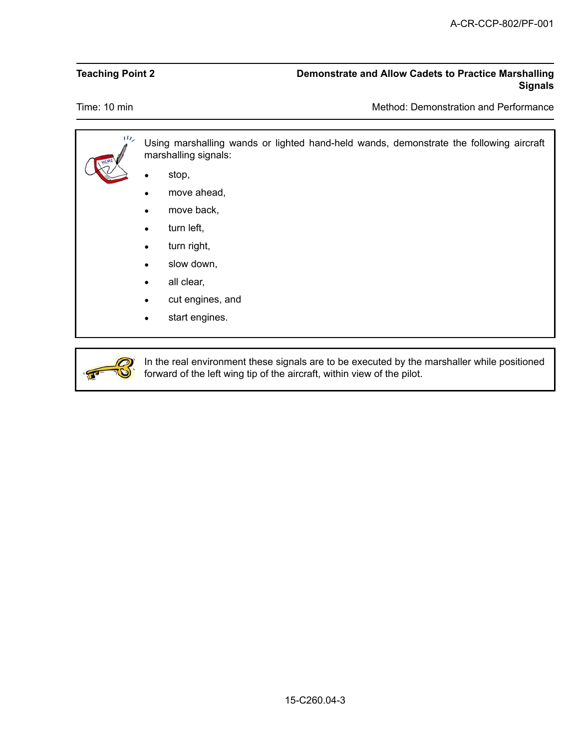| **Teaching Point 2** | **Demonstrate and Allow Cadets to Practice Marshalling Signals** |
|---|---|
| Time: 10 min | Method: Demonstration and Performance |

Using marshalling wands or lighted hand-held wands, demonstrate the following aircraft marshalling signals:

- stop,
- move ahead,
- move back,
- turn left,
- turn right,
- slow down,
- all clear,
- cut engines, and
- start engines.

In the real environment these signals are to be executed by the marshaller while positioned forward of the left wing tip of the aircraft, within view of the pilot.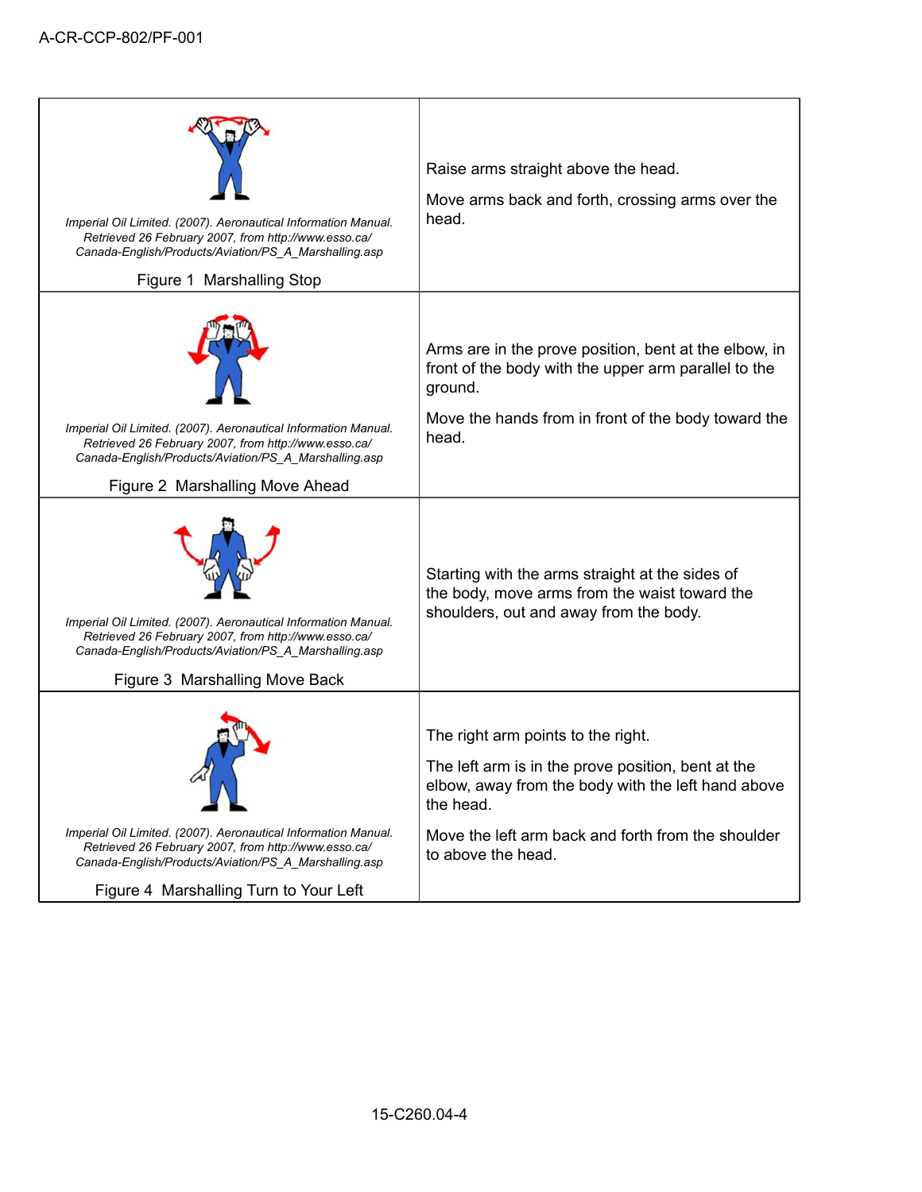| | |
|---|---|
| *Imperial Oil Limited. (2007). Aeronautical Information Manual. Retrieved 26 February 2007, from http://www.esso.ca/Canada-English/Products/Aviation/PS_A_Marshalling.asp*<br><br>Figure 1 Marshalling Stop | Raise arms straight above the head.<br><br>Move arms back and forth, crossing arms over the head. |
| *Imperial Oil Limited. (2007). Aeronautical Information Manual. Retrieved 26 February 2007, from http://www.esso.ca/Canada-English/Products/Aviation/PS_A_Marshalling.asp*<br><br>Figure 2 Marshalling Move Ahead | Arms are in the prove position, bent at the elbow, in front of the body with the upper arm parallel to the ground.<br><br>Move the hands from in front of the body toward the head. |
| *Imperial Oil Limited. (2007). Aeronautical Information Manual. Retrieved 26 February 2007, from http://www.esso.ca/Canada-English/Products/Aviation/PS_A_Marshalling.asp*<br><br>Figure 3 Marshalling Move Back | Starting with the arms straight at the sides of the body, move arms from the waist toward the shoulders, out and away from the body. |
| *Imperial Oil Limited. (2007). Aeronautical Information Manual. Retrieved 26 February 2007, from http://www.esso.ca/Canada-English/Products/Aviation/PS_A_Marshalling.asp*<br><br>Figure 4 Marshalling Turn to Your Left | The right arm points to the right.<br><br>The left arm is in the prove position, bent at the elbow, away from the body with the left hand above the head.<br><br>Move the left arm back and forth from the shoulder to above the head. |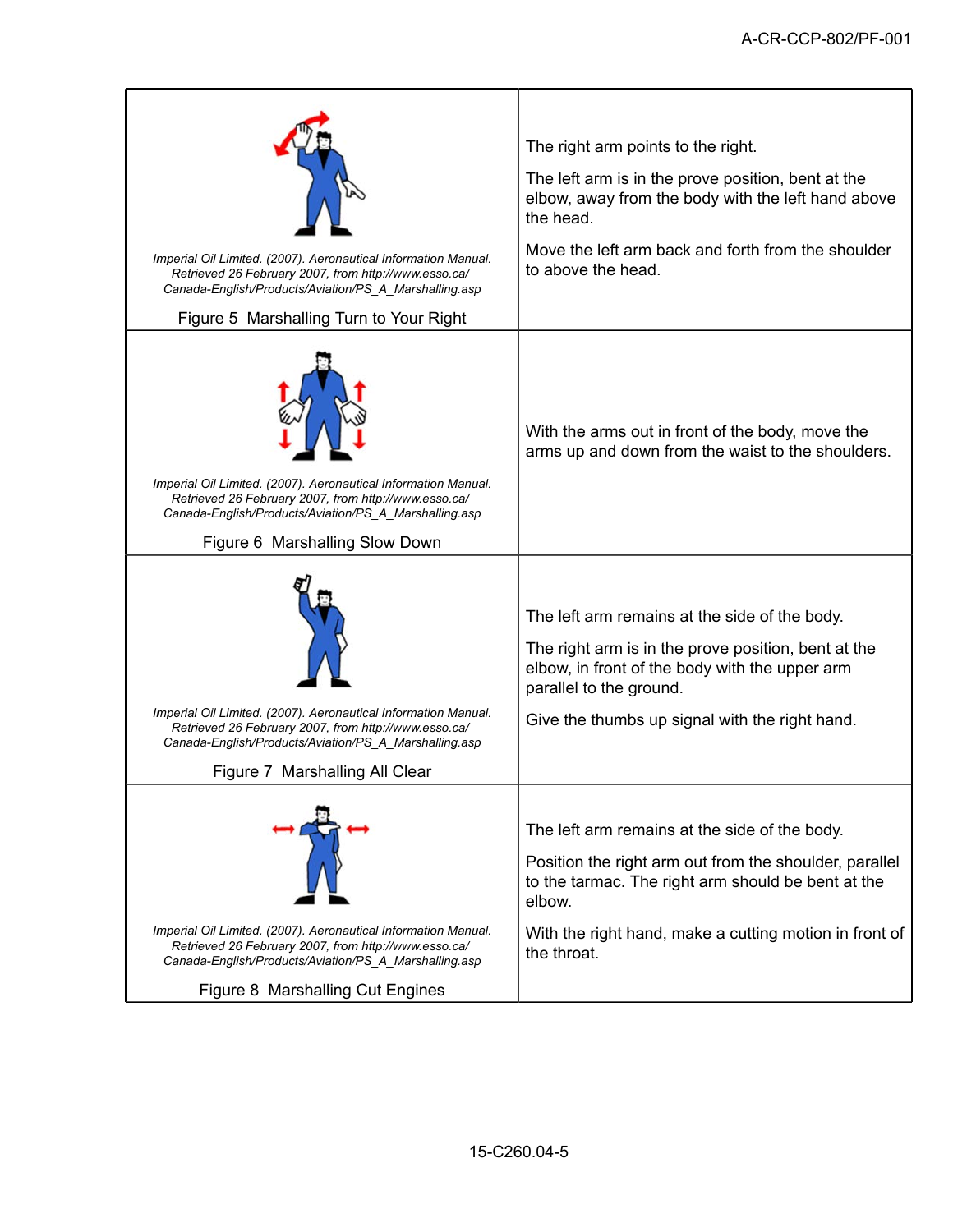| | |
|---|---|
| *Imperial Oil Limited. (2007). Aeronautical Information Manual. Retrieved 26 February 2007, from http://www.esso.ca/ Canada-English/Products/Aviation/PS_A_Marshalling.asp*<br><br>Figure 5 Marshalling Turn to Your Right | The right arm points to the right.<br><br>The left arm is in the prove position, bent at the elbow, away from the body with the left hand above the head.<br><br>Move the left arm back and forth from the shoulder to above the head. |
| *Imperial Oil Limited. (2007). Aeronautical Information Manual. Retrieved 26 February 2007, from http://www.esso.ca/ Canada-English/Products/Aviation/PS_A_Marshalling.asp*<br><br>Figure 6 Marshalling Slow Down | With the arms out in front of the body, move the arms up and down from the waist to the shoulders. |
| *Imperial Oil Limited. (2007). Aeronautical Information Manual. Retrieved 26 February 2007, from http://www.esso.ca/ Canada-English/Products/Aviation/PS_A_Marshalling.asp*<br><br>Figure 7 Marshalling All Clear | The left arm remains at the side of the body.<br><br>The right arm is in the prove position, bent at the elbow, in front of the body with the upper arm parallel to the ground.<br><br>Give the thumbs up signal with the right hand. |
| *Imperial Oil Limited. (2007). Aeronautical Information Manual. Retrieved 26 February 2007, from http://www.esso.ca/ Canada-English/Products/Aviation/PS_A_Marshalling.asp*<br><br>Figure 8 Marshalling Cut Engines | The left arm remains at the side of the body.<br><br>Position the right arm out from the shoulder, parallel to the tarmac. The right arm should be bent at the elbow.<br><br>With the right hand, make a cutting motion in front of the throat. |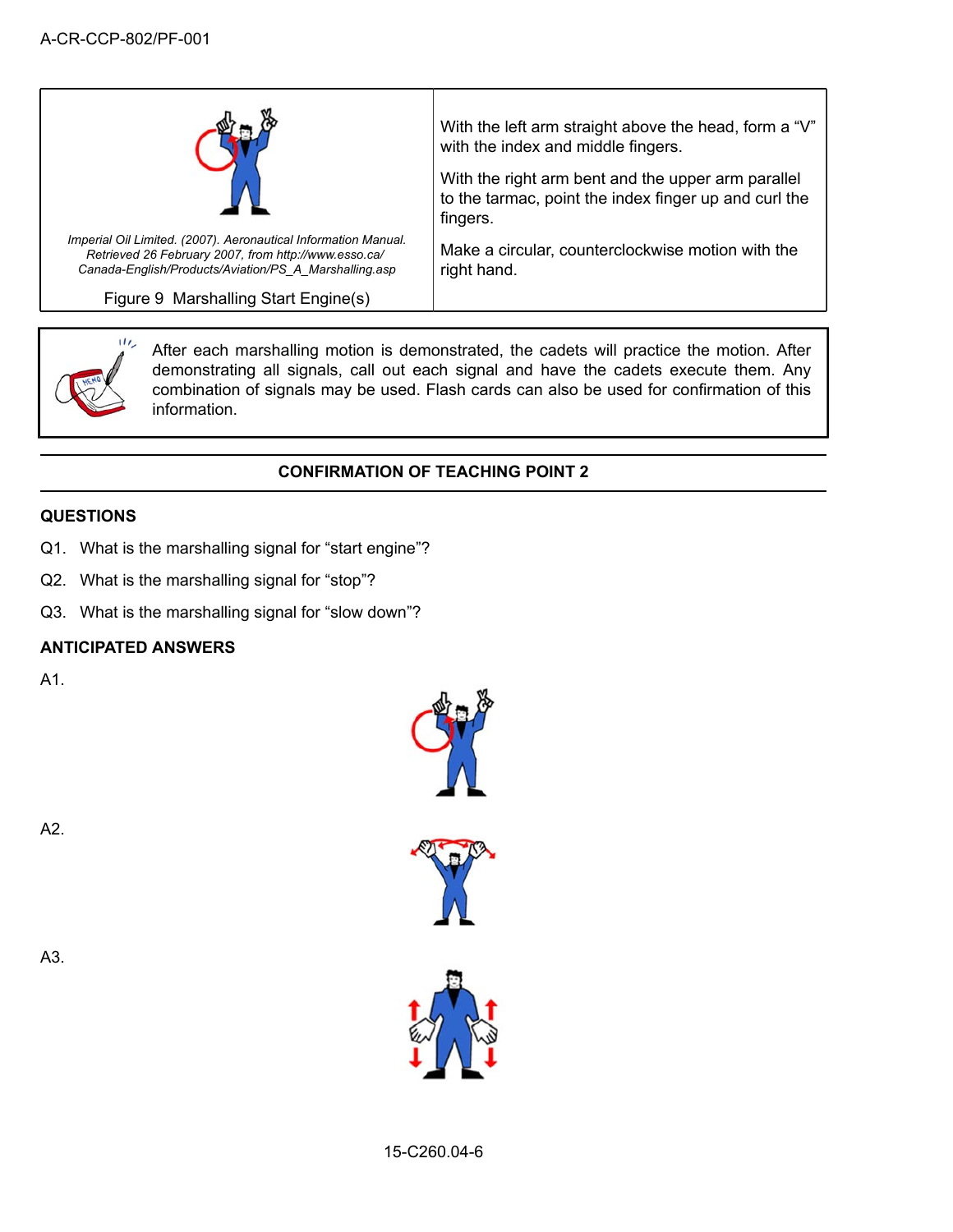| | |
|---|---|
| *Imperial Oil Limited. (2007). Aeronautical Information Manual. Retrieved 26 February 2007, from http://www.esso.ca/Canada-English/Products/Aviation/PS_A_Marshalling.asp*<br><br>Figure 9 Marshalling Start Engine(s) | With the left arm straight above the head, form a "V" with the index and middle fingers.<br><br>With the right arm bent and the upper arm parallel to the tarmac, point the index finger up and curl the fingers.<br><br>Make a circular, counterclockwise motion with the right hand. |

> After each marshalling motion is demonstrated, the cadets will practice the motion. After demonstrating all signals, call out each signal and have the cadets execute them. Any combination of signals may be used. Flash cards can also be used for confirmation of this information.

## CONFIRMATION OF TEACHING POINT 2

### QUESTIONS

Q1. What is the marshalling signal for "start engine"?

Q2. What is the marshalling signal for "stop"?

Q3. What is the marshalling signal for "slow down"?

### ANTICIPATED ANSWERS

A1.

A2.

A3.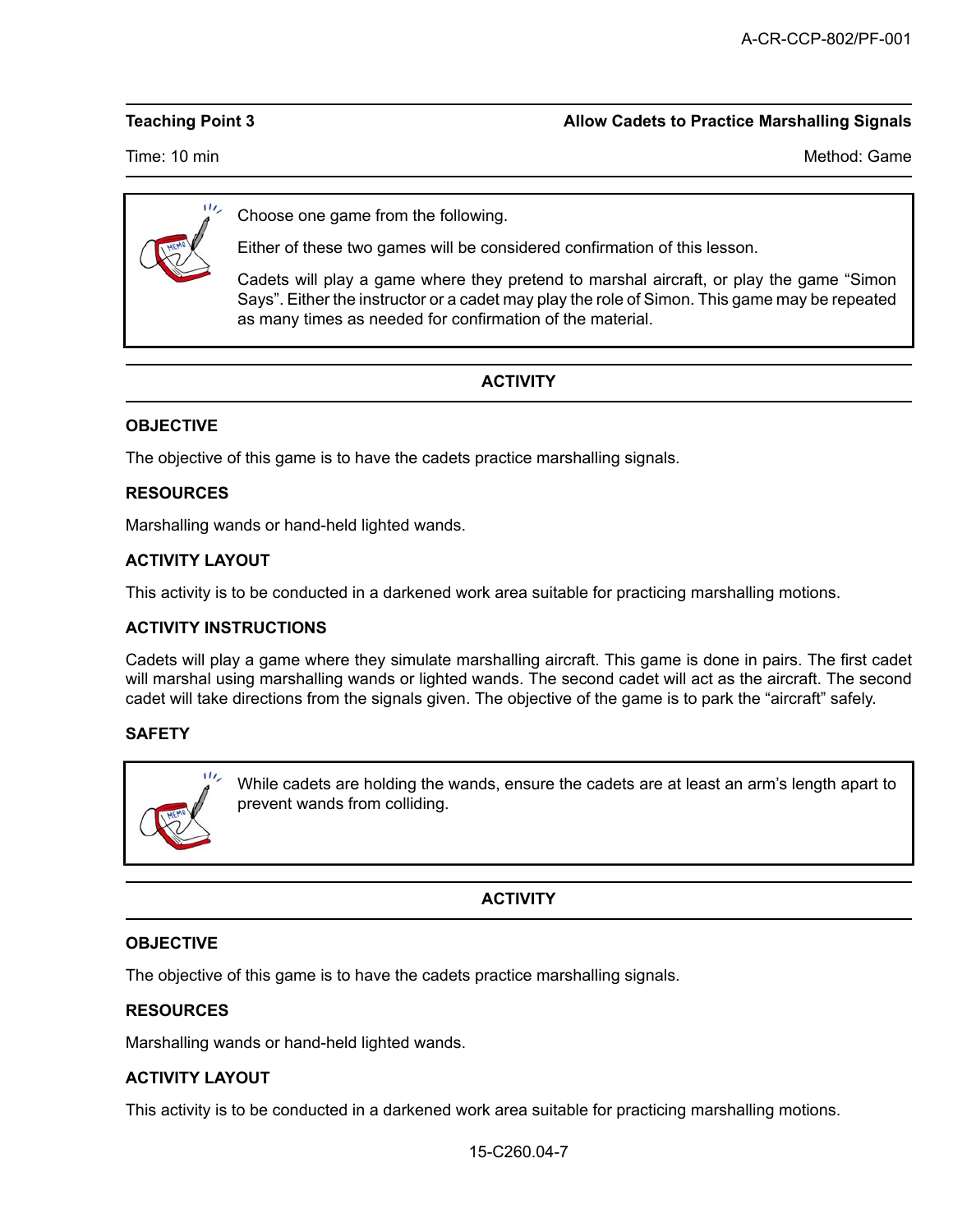**Teaching Point 3** **Allow Cadets to Practice Marshalling Signals**

Time: 10 min Method: Game

> Choose one game from the following.
>
> Either of these two games will be considered confirmation of this lesson.
>
> Cadets will play a game where they pretend to marshal aircraft, or play the game "Simon Says". Either the instructor or a cadet may play the role of Simon. This game may be repeated as many times as needed for confirmation of the material.

## ACTIVITY

### OBJECTIVE

The objective of this game is to have the cadets practice marshalling signals.

### RESOURCES

Marshalling wands or hand-held lighted wands.

### ACTIVITY LAYOUT

This activity is to be conducted in a darkened work area suitable for practicing marshalling motions.

### ACTIVITY INSTRUCTIONS

Cadets will play a game where they simulate marshalling aircraft. This game is done in pairs. The first cadet will marshal using marshalling wands or lighted wands. The second cadet will act as the aircraft. The second cadet will take directions from the signals given. The objective of the game is to park the "aircraft" safely.

### SAFETY

> While cadets are holding the wands, ensure the cadets are at least an arm's length apart to prevent wands from colliding.

## ACTIVITY

### OBJECTIVE

The objective of this game is to have the cadets practice marshalling signals.

### RESOURCES

Marshalling wands or hand-held lighted wands.

### ACTIVITY LAYOUT

This activity is to be conducted in a darkened work area suitable for practicing marshalling motions.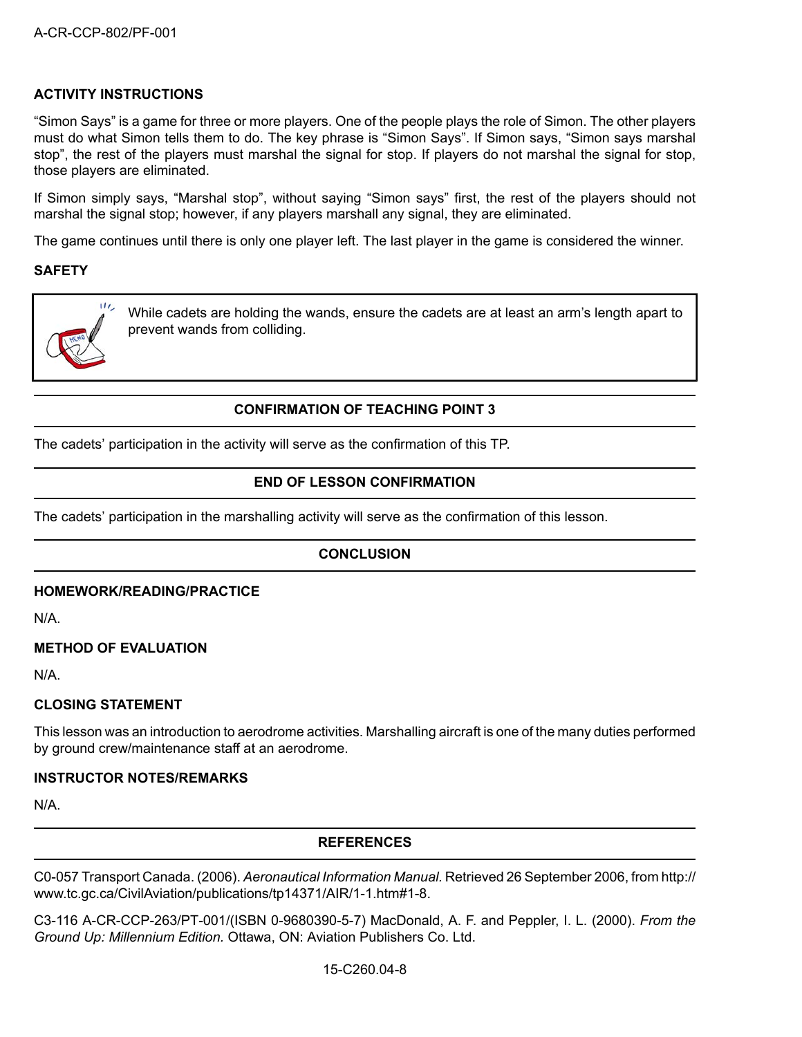### ACTIVITY INSTRUCTIONS

"Simon Says" is a game for three or more players. One of the people plays the role of Simon. The other players must do what Simon tells them to do. The key phrase is "Simon Says". If Simon says, "Simon says marshal stop", the rest of the players must marshal the signal for stop. If players do not marshal the signal for stop, those players are eliminated.

If Simon simply says, "Marshal stop", without saying "Simon says" first, the rest of the players should not marshal the signal stop; however, if any players marshall any signal, they are eliminated.

The game continues until there is only one player left. The last player in the game is considered the winner.

### SAFETY

> While cadets are holding the wands, ensure the cadets are at least an arm's length apart to prevent wands from colliding.

## CONFIRMATION OF TEACHING POINT 3

The cadets' participation in the activity will serve as the confirmation of this TP.

## END OF LESSON CONFIRMATION

The cadets' participation in the marshalling activity will serve as the confirmation of this lesson.

## CONCLUSION

### HOMEWORK/READING/PRACTICE

N/A.

### METHOD OF EVALUATION

N/A.

### CLOSING STATEMENT

This lesson was an introduction to aerodrome activities. Marshalling aircraft is one of the many duties performed by ground crew/maintenance staff at an aerodrome.

### INSTRUCTOR NOTES/REMARKS

N/A.

## REFERENCES

C0-057 Transport Canada. (2006). *Aeronautical Information Manual.* Retrieved 26 September 2006, from http://www.tc.gc.ca/CivilAviation/publications/tp14371/AIR/1-1.htm#1-8.

C3-116 A-CR-CCP-263/PT-001/(ISBN 0-9680390-5-7) MacDonald, A. F. and Peppler, I. L. (2000). *From the Ground Up: Millennium Edition.* Ottawa, ON: Aviation Publishers Co. Ltd.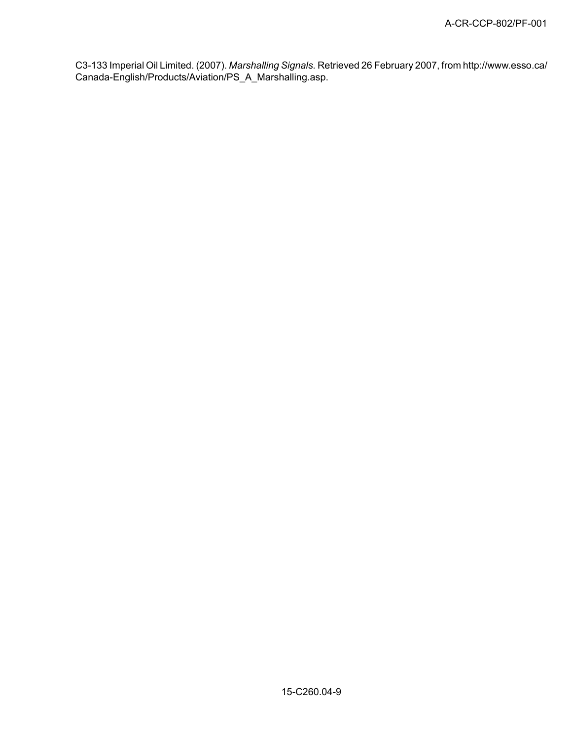C3-133 Imperial Oil Limited. (2007). *Marshalling Signals.* Retrieved 26 February 2007, from http://www.esso.ca/Canada-English/Products/Aviation/PS_A_Marshalling.asp.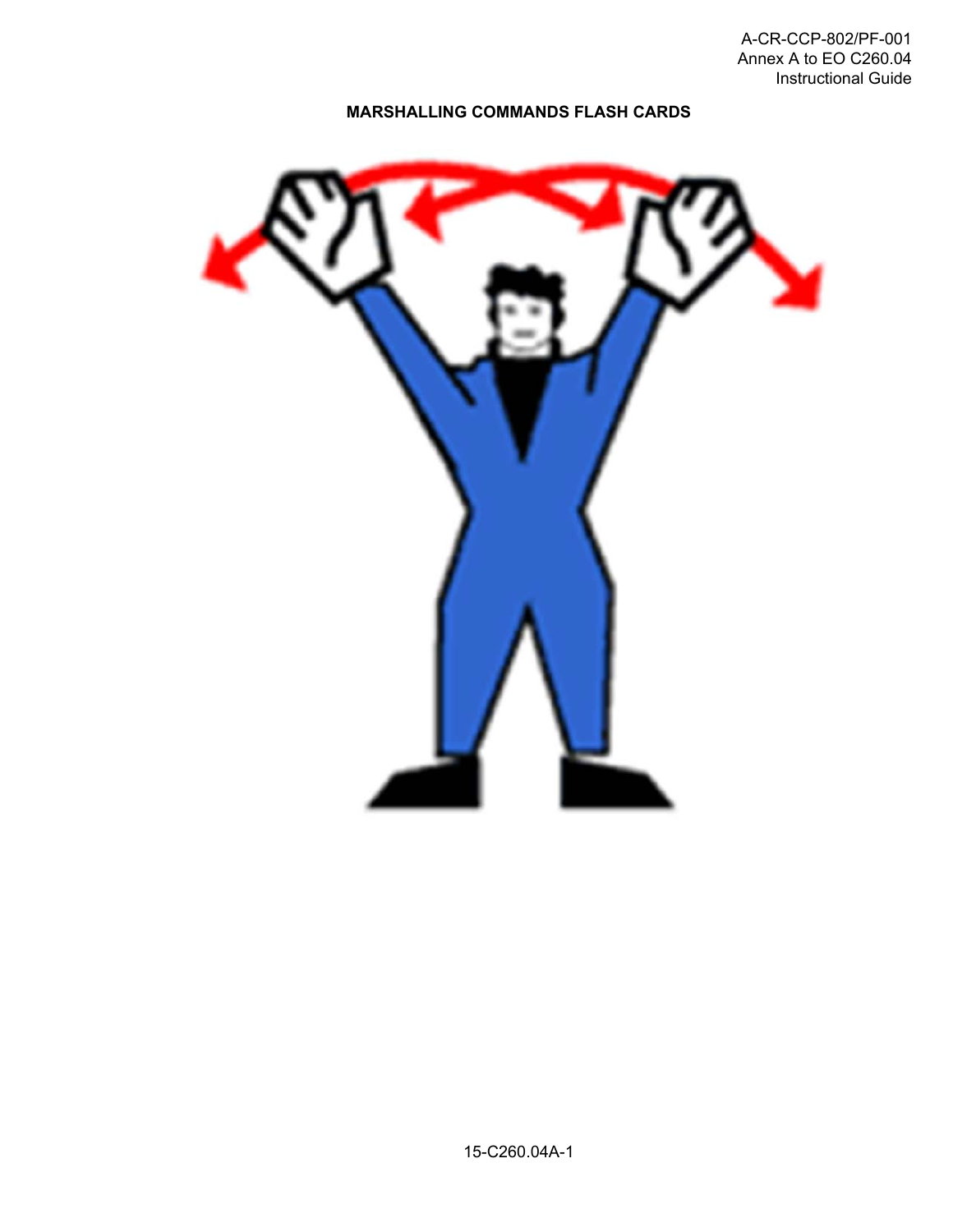**MARSHALLING COMMANDS FLASH CARDS**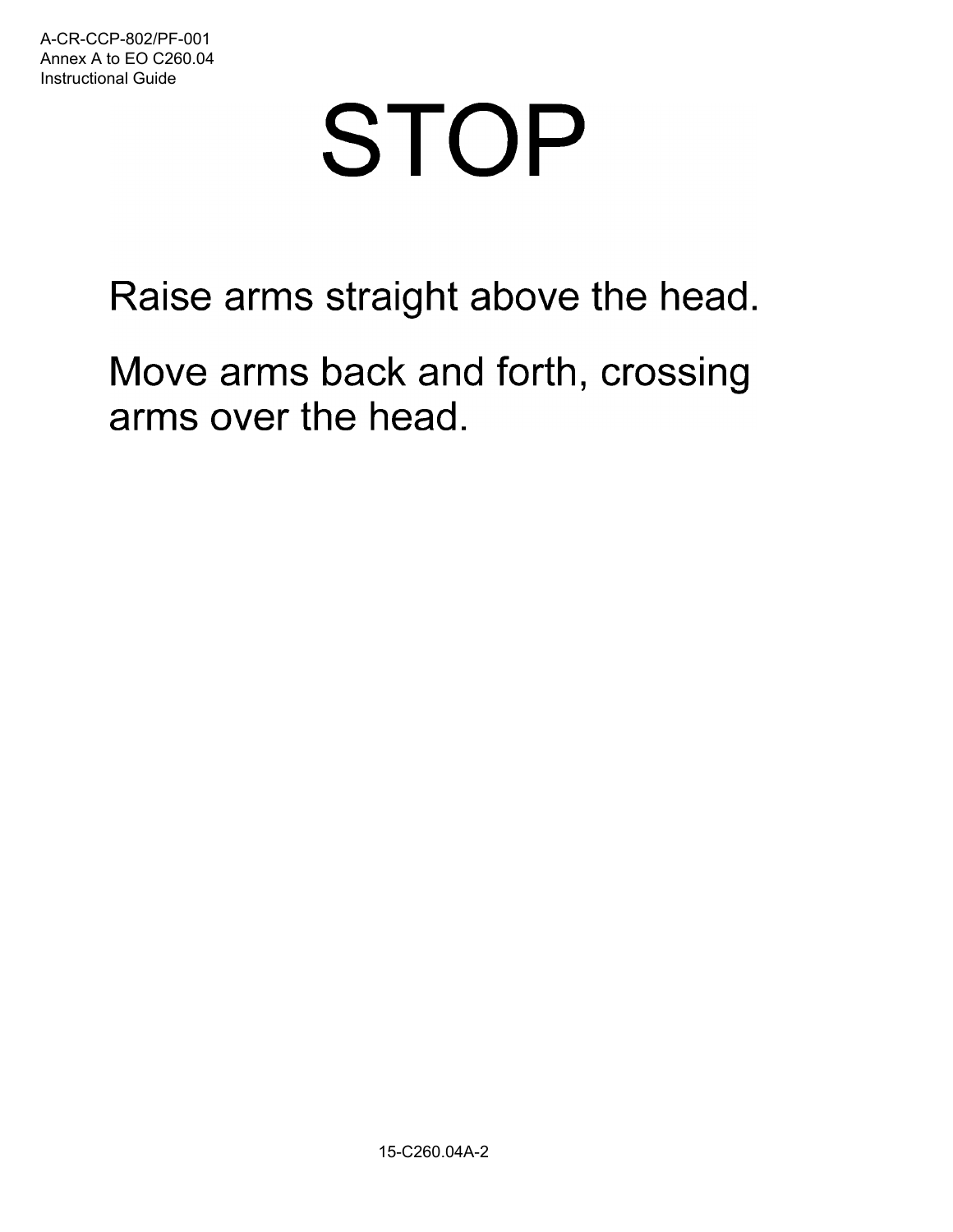# STOP

Raise arms straight above the head.

Move arms back and forth, crossing arms over the head.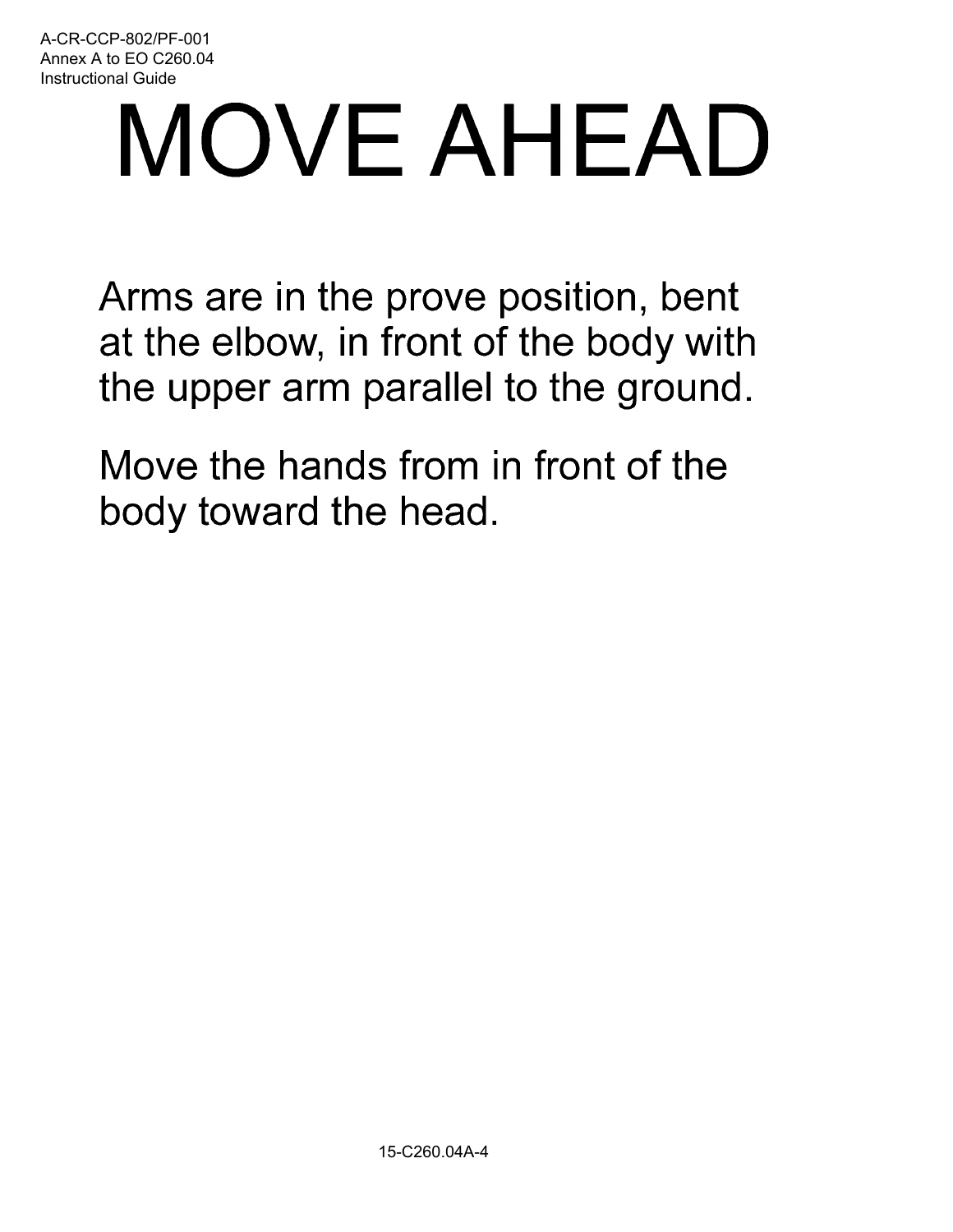# MOVE AHEAD

Arms are in the prove position, bent at the elbow, in front of the body with the upper arm parallel to the ground.

Move the hands from in front of the body toward the head.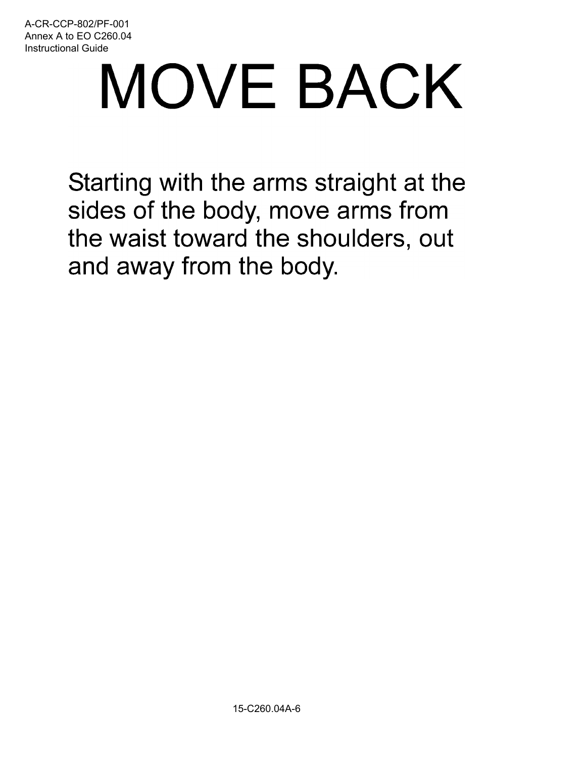# MOVE BACK

Starting with the arms straight at the sides of the body, move arms from the waist toward the shoulders, out and away from the body.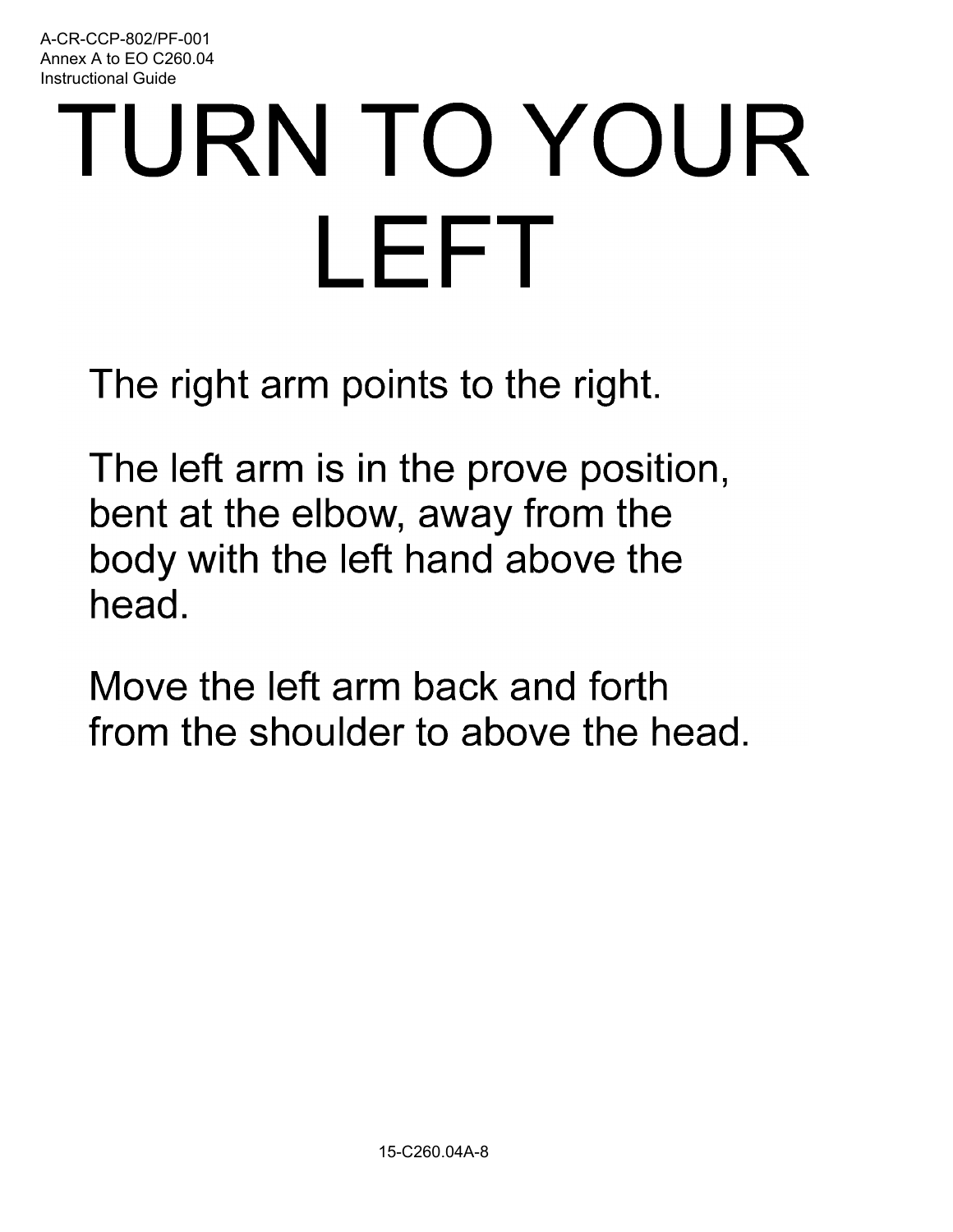# TURN TO YOUR LEFT

The right arm points to the right.

The left arm is in the prove position, bent at the elbow, away from the body with the left hand above the head.

Move the left arm back and forth from the shoulder to above the head.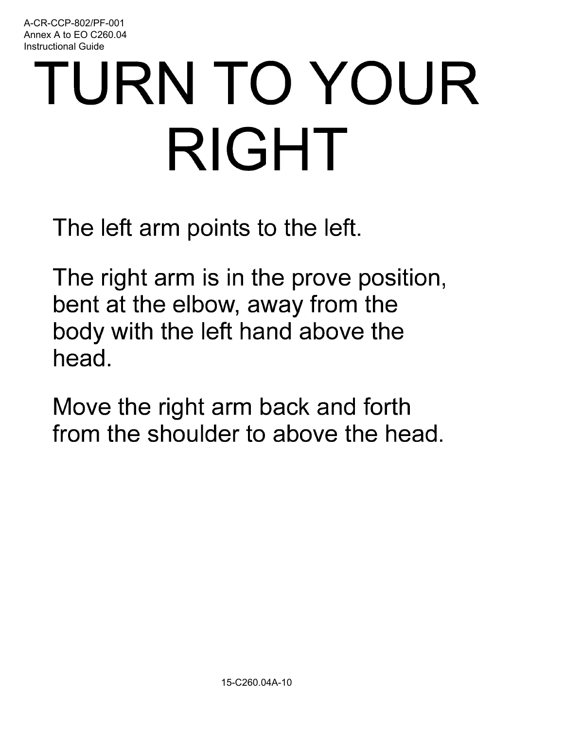# TURN TO YOUR RIGHT

The left arm points to the left.

The right arm is in the prove position, bent at the elbow, away from the body with the left hand above the head.

Move the right arm back and forth from the shoulder to above the head.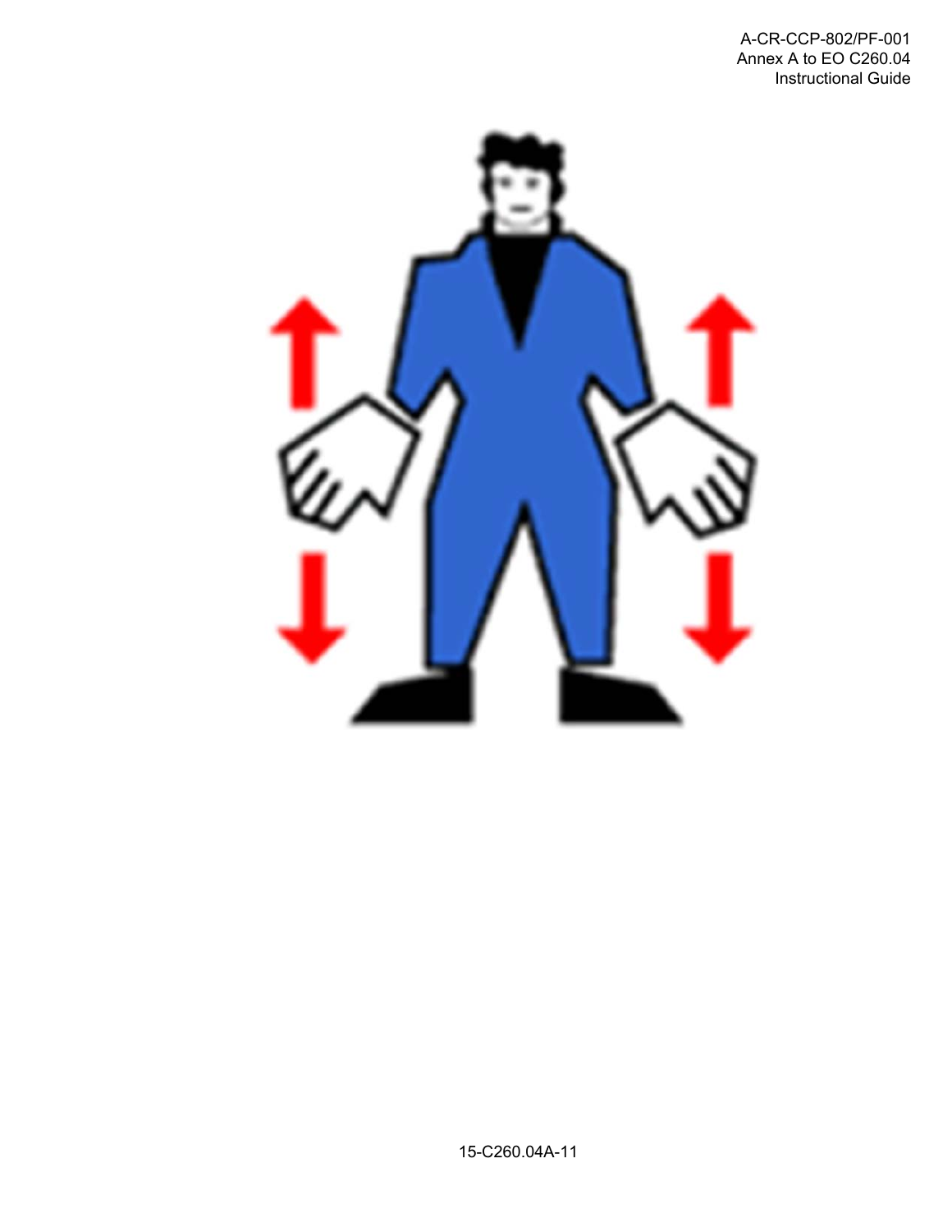15-C260.04A-11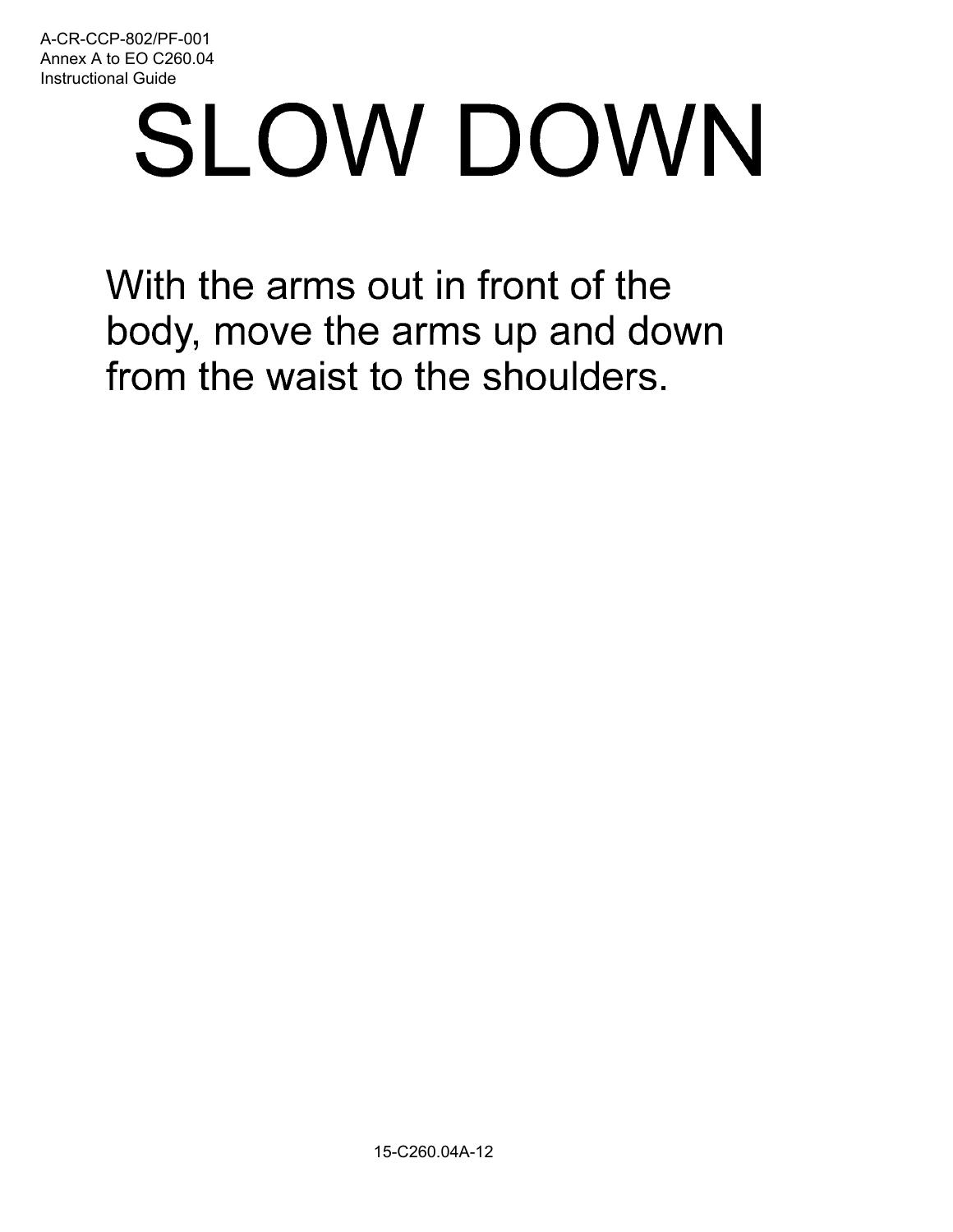# SLOW DOWN

With the arms out in front of the body, move the arms up and down from the waist to the shoulders.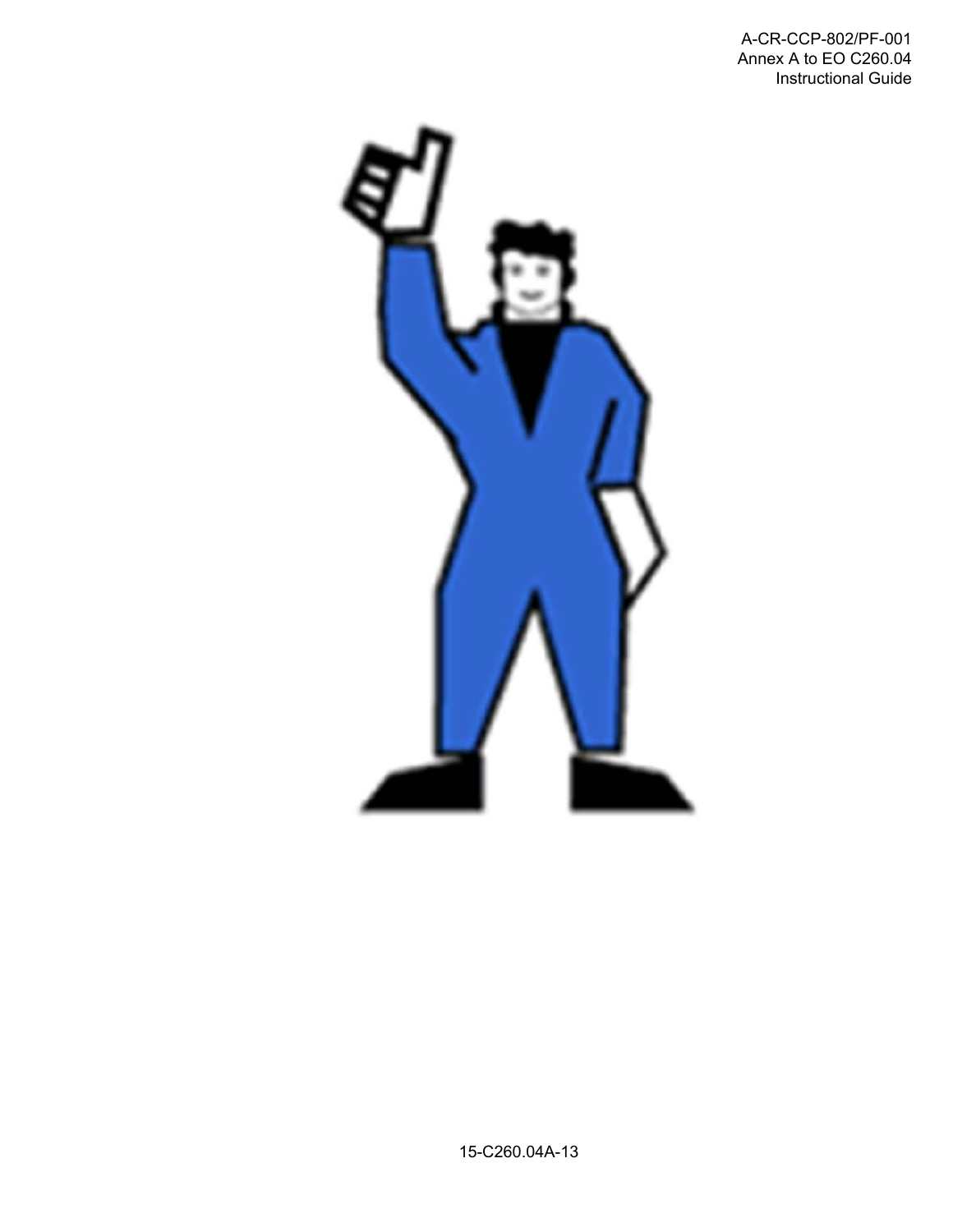15-C260.04A-13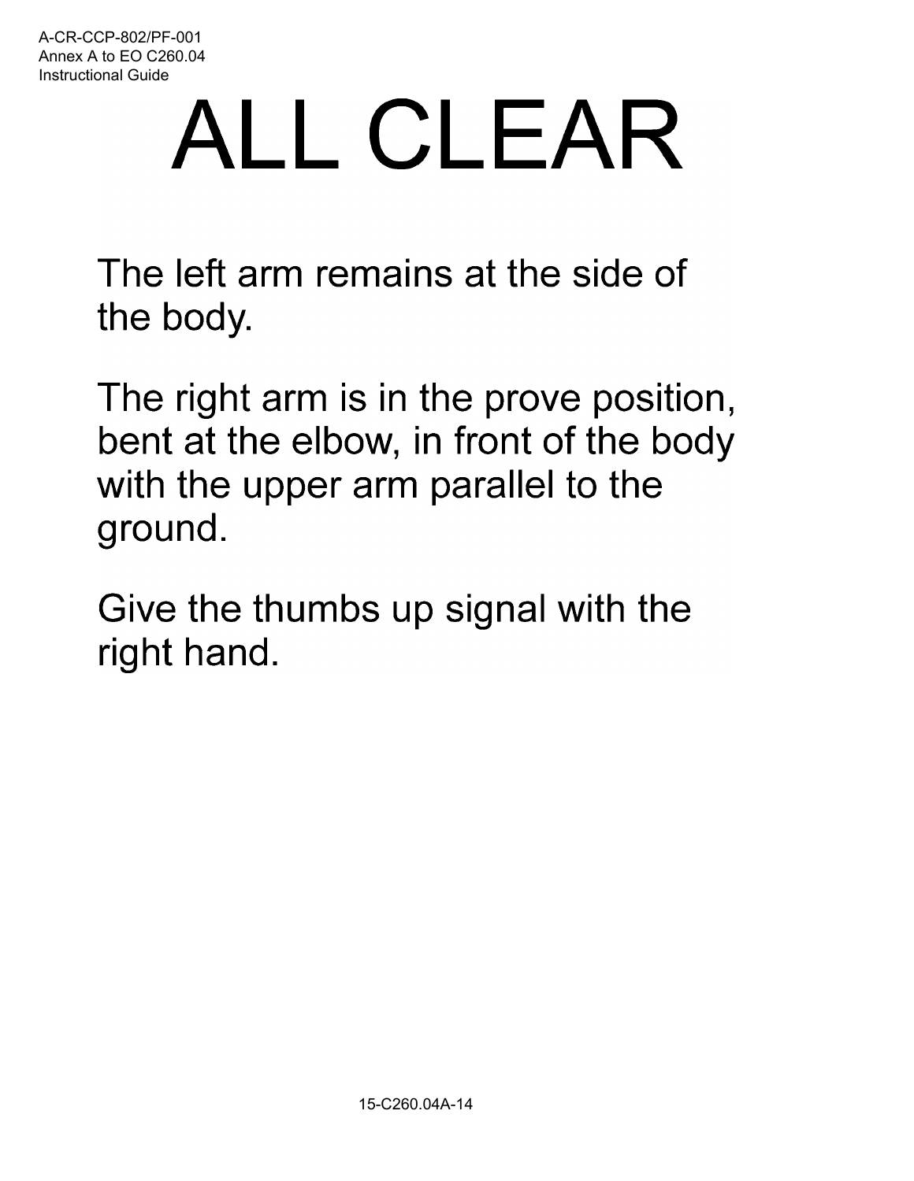# ALL CLEAR

The left arm remains at the side of the body.

The right arm is in the prove position, bent at the elbow, in front of the body with the upper arm parallel to the ground.

Give the thumbs up signal with the right hand.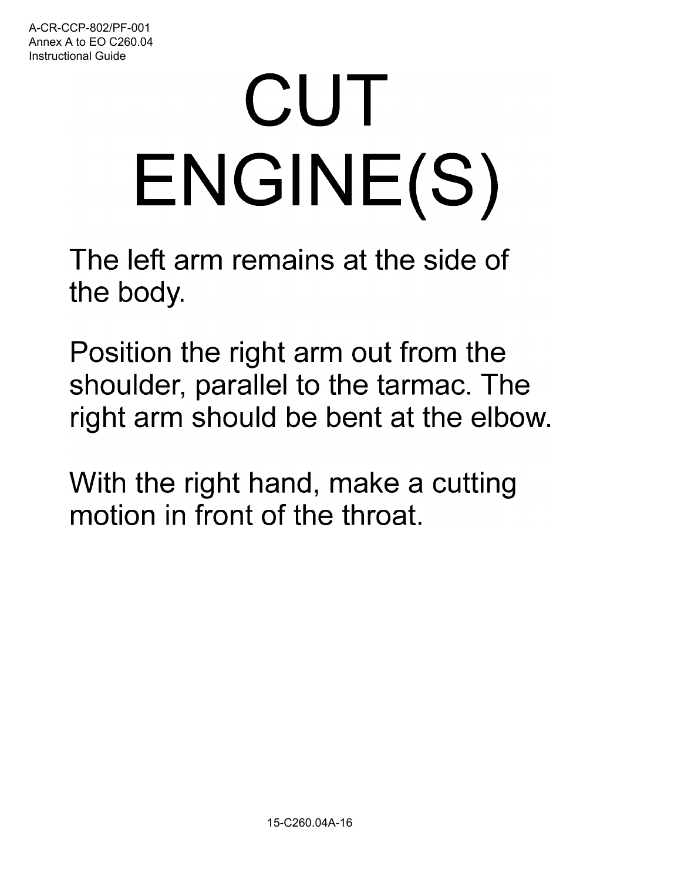# CUT ENGINE(S)

The left arm remains at the side of the body.

Position the right arm out from the shoulder, parallel to the tarmac. The right arm should be bent at the elbow.

With the right hand, make a cutting motion in front of the throat.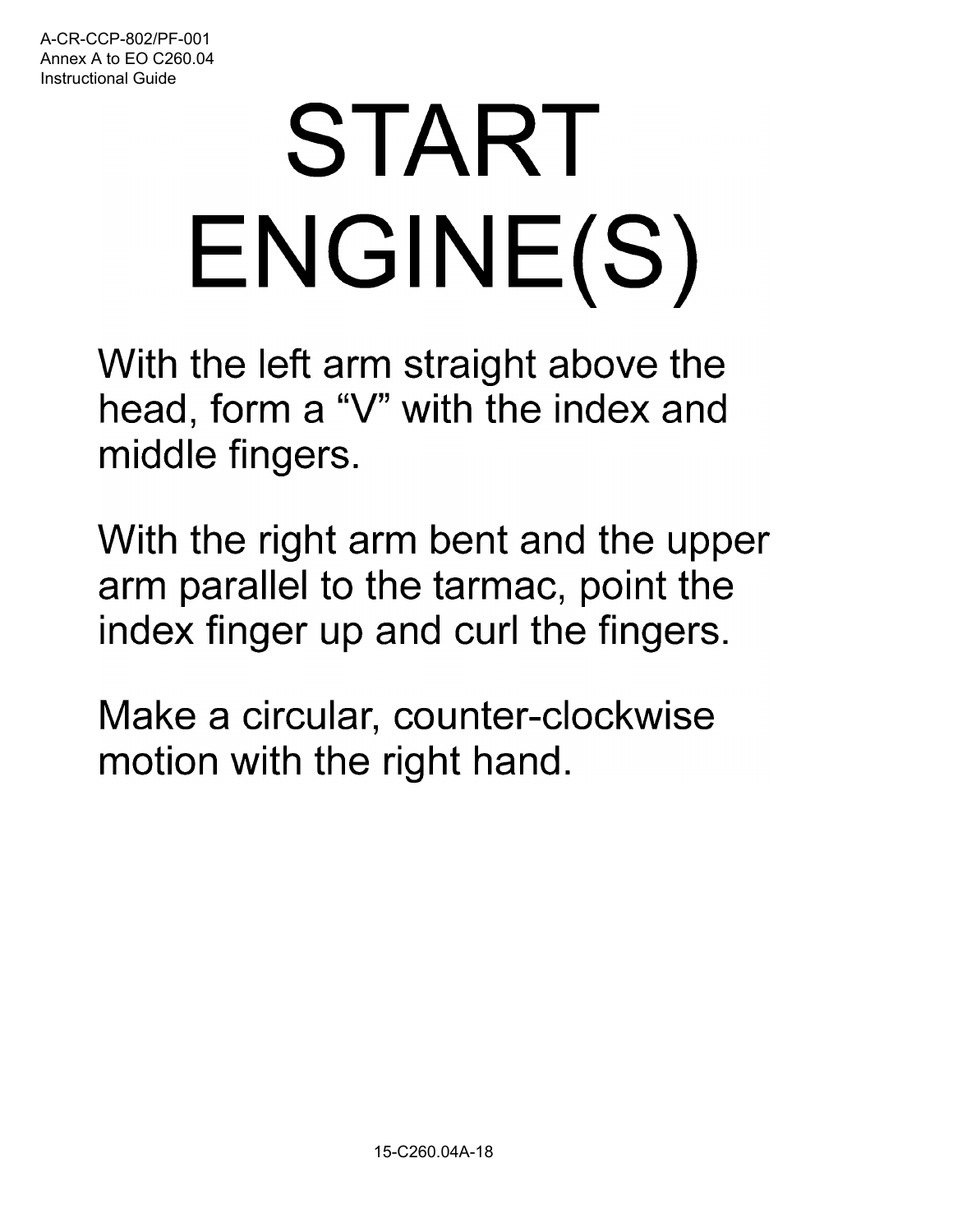# START ENGINE(S)

With the left arm straight above the head, form a "V" with the index and middle fingers.

With the right arm bent and the upper arm parallel to the tarmac, point the index finger up and curl the fingers.

Make a circular, counter-clockwise motion with the right hand.